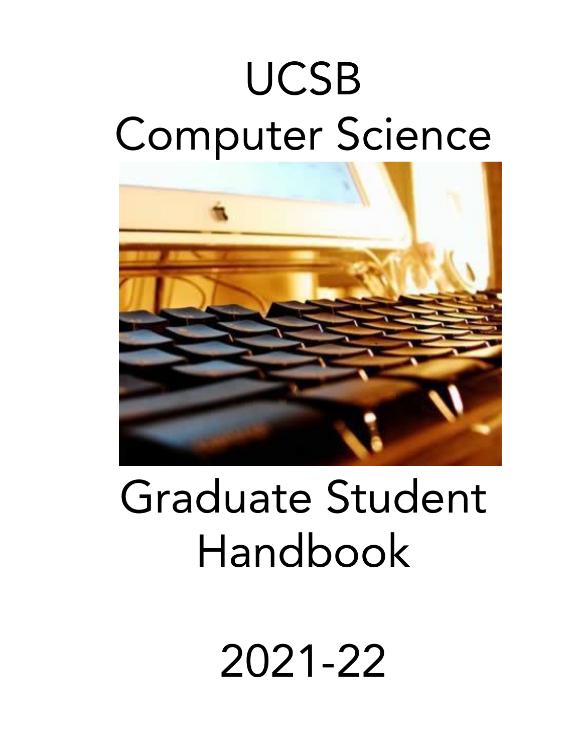# UCSB
# Computer Science

# Graduate Student Handbook

# 2021-22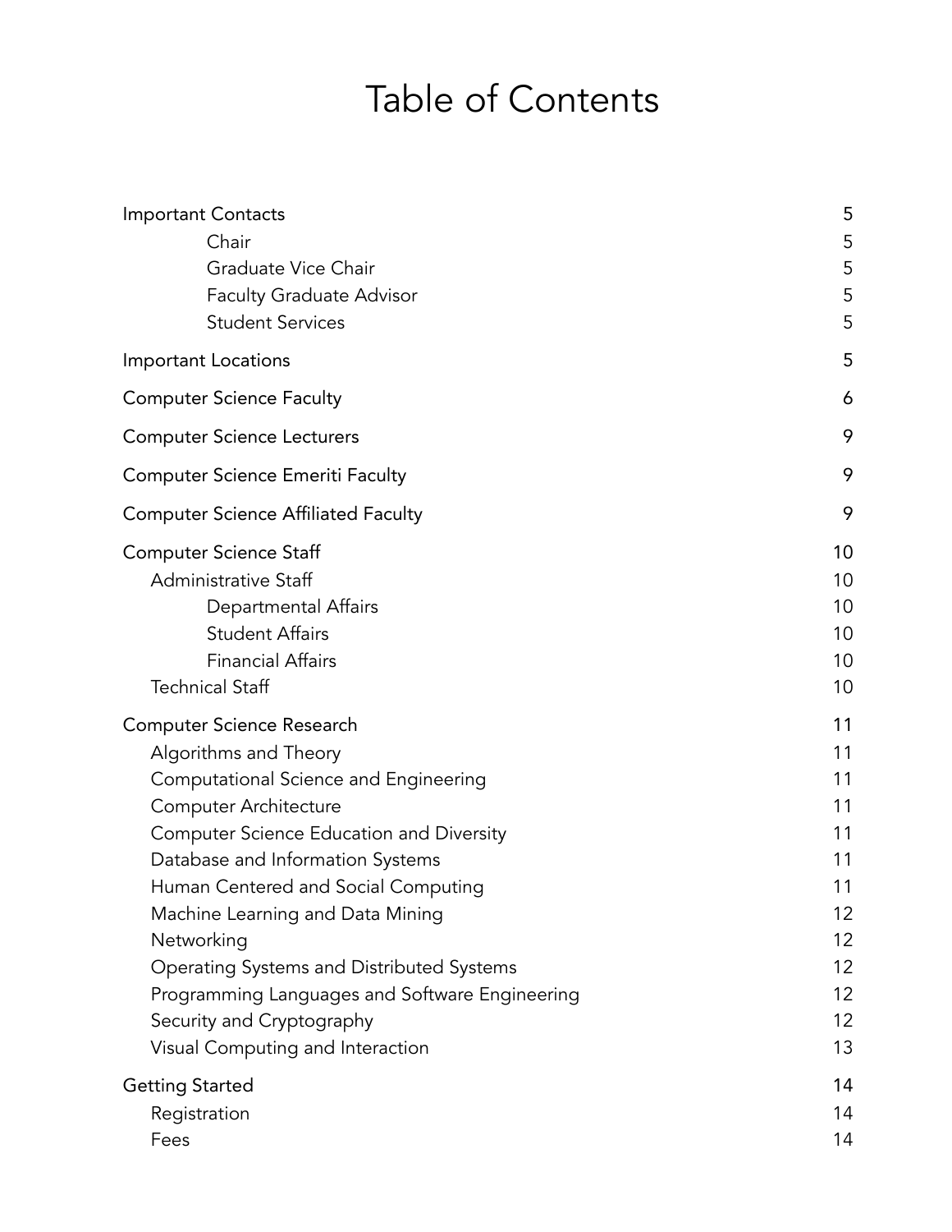# Table of Contents

| | |
|---|---|
| Important Contacts | 5 |
| &nbsp;&nbsp;&nbsp;&nbsp;&nbsp;&nbsp;&nbsp;&nbsp;Chair | 5 |
| &nbsp;&nbsp;&nbsp;&nbsp;&nbsp;&nbsp;&nbsp;&nbsp;Graduate Vice Chair | 5 |
| &nbsp;&nbsp;&nbsp;&nbsp;&nbsp;&nbsp;&nbsp;&nbsp;Faculty Graduate Advisor | 5 |
| &nbsp;&nbsp;&nbsp;&nbsp;&nbsp;&nbsp;&nbsp;&nbsp;Student Services | 5 |
| Important Locations | 5 |
| Computer Science Faculty | 6 |
| Computer Science Lecturers | 9 |
| Computer Science Emeriti Faculty | 9 |
| Computer Science Affiliated Faculty | 9 |
| Computer Science Staff | 10 |
| &nbsp;&nbsp;&nbsp;&nbsp;Administrative Staff | 10 |
| &nbsp;&nbsp;&nbsp;&nbsp;&nbsp;&nbsp;&nbsp;&nbsp;Departmental Affairs | 10 |
| &nbsp;&nbsp;&nbsp;&nbsp;&nbsp;&nbsp;&nbsp;&nbsp;Student Affairs | 10 |
| &nbsp;&nbsp;&nbsp;&nbsp;&nbsp;&nbsp;&nbsp;&nbsp;Financial Affairs | 10 |
| &nbsp;&nbsp;&nbsp;&nbsp;Technical Staff | 10 |
| Computer Science Research | 11 |
| &nbsp;&nbsp;&nbsp;&nbsp;Algorithms and Theory | 11 |
| &nbsp;&nbsp;&nbsp;&nbsp;Computational Science and Engineering | 11 |
| &nbsp;&nbsp;&nbsp;&nbsp;Computer Architecture | 11 |
| &nbsp;&nbsp;&nbsp;&nbsp;Computer Science Education and Diversity | 11 |
| &nbsp;&nbsp;&nbsp;&nbsp;Database and Information Systems | 11 |
| &nbsp;&nbsp;&nbsp;&nbsp;Human Centered and Social Computing | 11 |
| &nbsp;&nbsp;&nbsp;&nbsp;Machine Learning and Data Mining | 12 |
| &nbsp;&nbsp;&nbsp;&nbsp;Networking | 12 |
| &nbsp;&nbsp;&nbsp;&nbsp;Operating Systems and Distributed Systems | 12 |
| &nbsp;&nbsp;&nbsp;&nbsp;Programming Languages and Software Engineering | 12 |
| &nbsp;&nbsp;&nbsp;&nbsp;Security and Cryptography | 12 |
| &nbsp;&nbsp;&nbsp;&nbsp;Visual Computing and Interaction | 13 |
| Getting Started | 14 |
| &nbsp;&nbsp;&nbsp;&nbsp;Registration | 14 |
| &nbsp;&nbsp;&nbsp;&nbsp;Fees | 14 |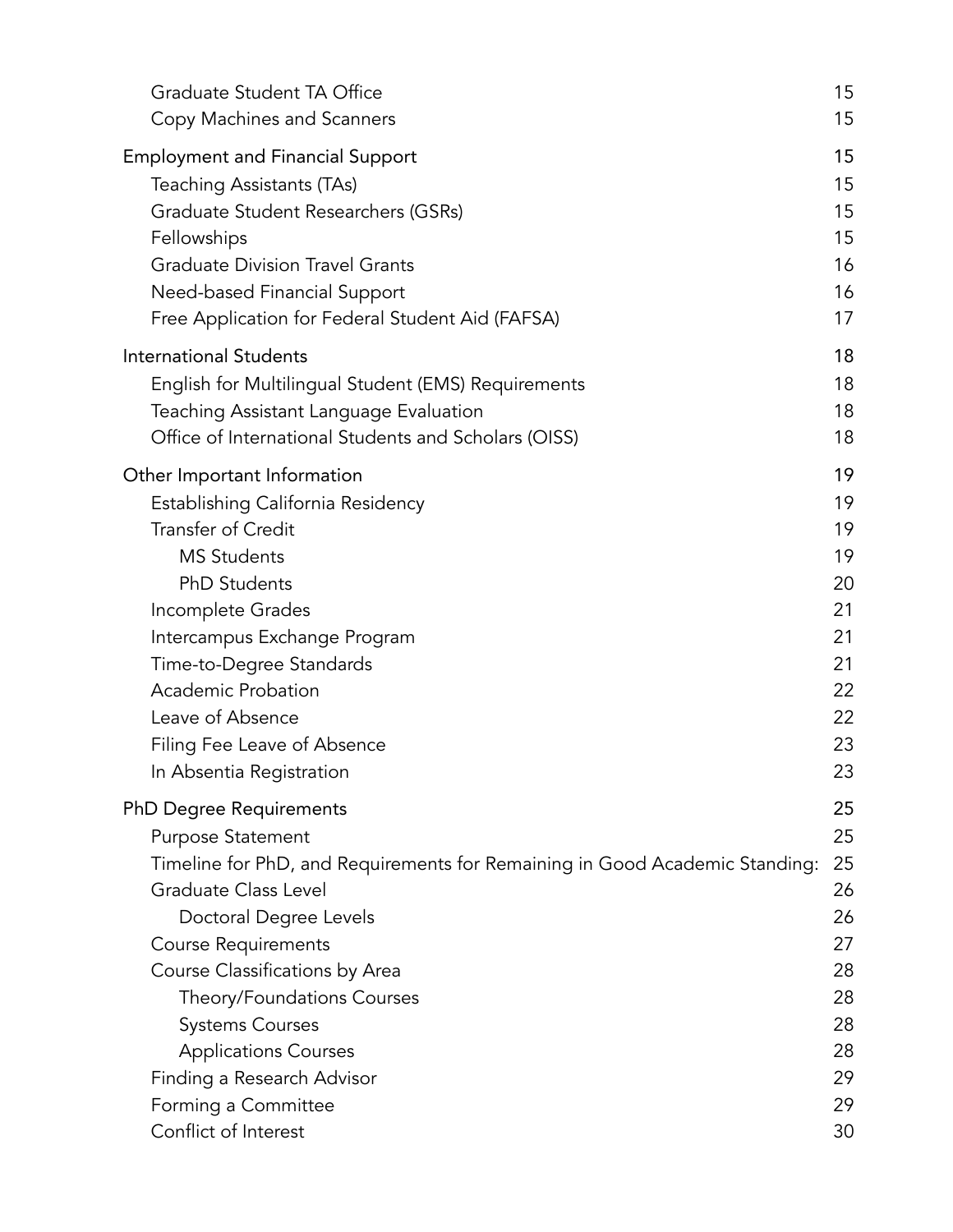- Graduate Student TA Office 15
- Copy Machines and Scanners 15

Employment and Financial Support 15

- Teaching Assistants (TAs) 15
- Graduate Student Researchers (GSRs) 15
- Fellowships 15
- Graduate Division Travel Grants 16
- Need-based Financial Support 16
- Free Application for Federal Student Aid (FAFSA) 17

International Students 18

- English for Multilingual Student (EMS) Requirements 18
- Teaching Assistant Language Evaluation 18
- Office of International Students and Scholars (OISS) 18

Other Important Information 19

- Establishing California Residency 19
- Transfer of Credit 19
  - MS Students 19
  - PhD Students 20
- Incomplete Grades 21
- Intercampus Exchange Program 21
- Time-to-Degree Standards 21
- Academic Probation 22
- Leave of Absence 22
- Filing Fee Leave of Absence 23
- In Absentia Registration 23

PhD Degree Requirements 25

- Purpose Statement 25
- Timeline for PhD, and Requirements for Remaining in Good Academic Standing: 25
- Graduate Class Level 26
  - Doctoral Degree Levels 26
- Course Requirements 27
- Course Classifications by Area 28
  - Theory/Foundations Courses 28
  - Systems Courses 28
  - Applications Courses 28
- Finding a Research Advisor 29
- Forming a Committee 29
- Conflict of Interest 30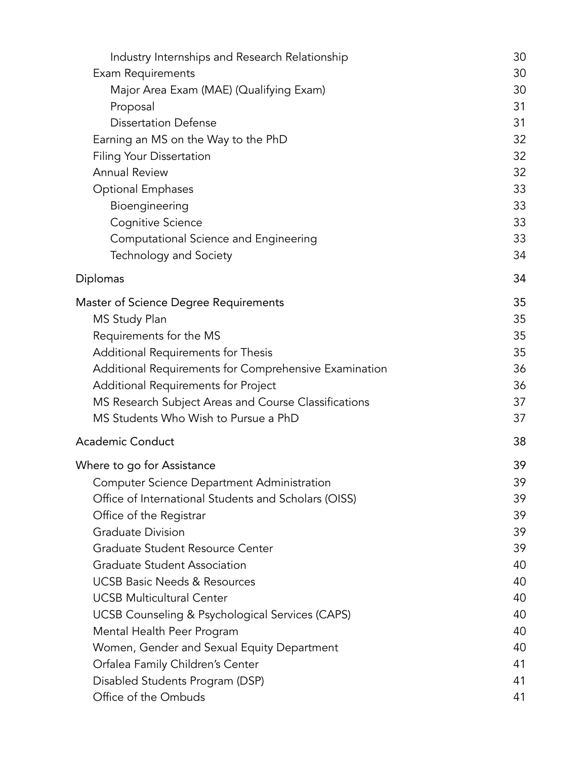- Industry Internships and Research Relationship 30
- Exam Requirements 30
  - Major Area Exam (MAE) (Qualifying Exam) 30
  - Proposal 31
  - Dissertation Defense 31
- Earning an MS on the Way to the PhD 32
- Filing Your Dissertation 32
- Annual Review 32
- Optional Emphases 33
  - Bioengineering 33
  - Cognitive Science 33
  - Computational Science and Engineering 33
  - Technology and Society 34

Diplomas 34

Master of Science Degree Requirements 35

- MS Study Plan 35
- Requirements for the MS 35
- Additional Requirements for Thesis 35
- Additional Requirements for Comprehensive Examination 36
- Additional Requirements for Project 36
- MS Research Subject Areas and Course Classifications 37
- MS Students Who Wish to Pursue a PhD 37

Academic Conduct 38

Where to go for Assistance 39

- Computer Science Department Administration 39
- Office of International Students and Scholars (OISS) 39
- Office of the Registrar 39
- Graduate Division 39
- Graduate Student Resource Center 39
- Graduate Student Association 40
- UCSB Basic Needs & Resources 40
- UCSB Multicultural Center 40
- UCSB Counseling & Psychological Services (CAPS) 40
- Mental Health Peer Program 40
- Women, Gender and Sexual Equity Department 40
- Orfalea Family Children's Center 41
- Disabled Students Program (DSP) 41
- Office of the Ombuds 41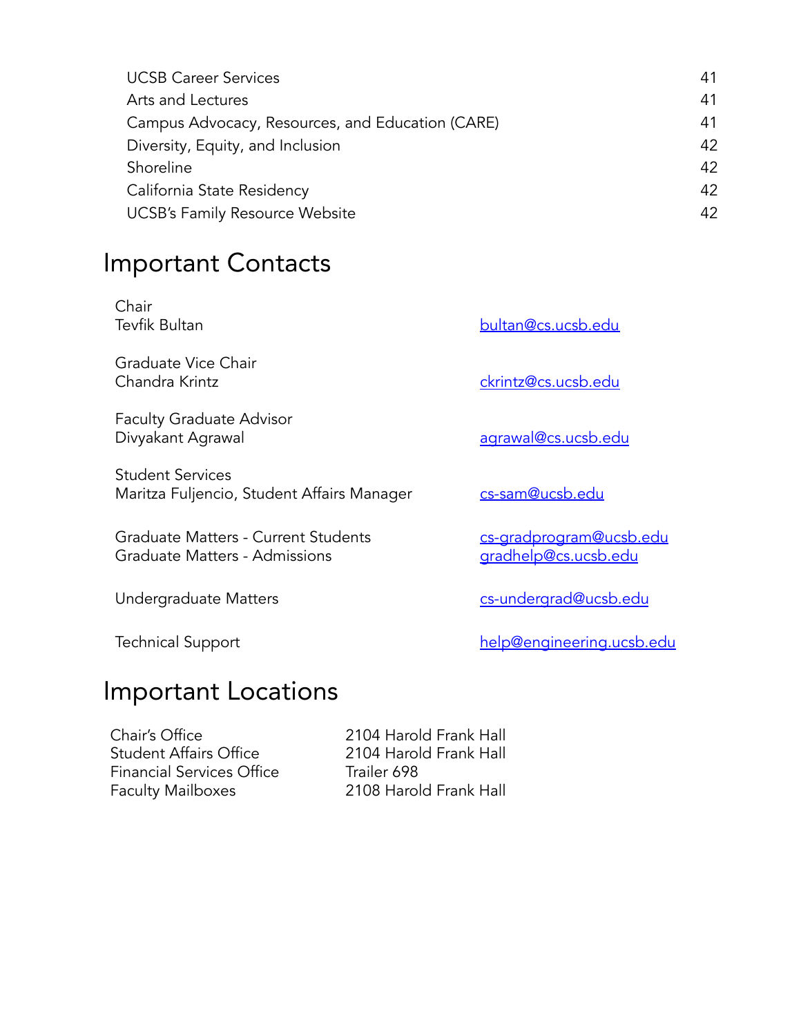| | |
|---|---|
| UCSB Career Services | 41 |
| Arts and Lectures | 41 |
| Campus Advocacy, Resources, and Education (CARE) | 41 |
| Diversity, Equity, and Inclusion | 42 |
| Shoreline | 42 |
| California State Residency | 42 |
| UCSB's Family Resource Website | 42 |

# Important Contacts

| | |
|---|---|
| Chair<br>Tevfik Bultan | bultan@cs.ucsb.edu |
| Graduate Vice Chair<br>Chandra Krintz | ckrintz@cs.ucsb.edu |
| Faculty Graduate Advisor<br>Divyakant Agrawal | agrawal@cs.ucsb.edu |
| Student Services<br>Maritza Fuljencio, Student Affairs Manager | cs-sam@ucsb.edu |
| Graduate Matters - Current Students<br>Graduate Matters - Admissions | cs-gradprogram@ucsb.edu<br>gradhelp@cs.ucsb.edu |
| Undergraduate Matters | cs-undergrad@ucsb.edu |
| Technical Support | help@engineering.ucsb.edu |

# Important Locations

| | |
|---|---|
| Chair's Office | 2104 Harold Frank Hall |
| Student Affairs Office | 2104 Harold Frank Hall |
| Financial Services Office | Trailer 698 |
| Faculty Mailboxes | 2108 Harold Frank Hall |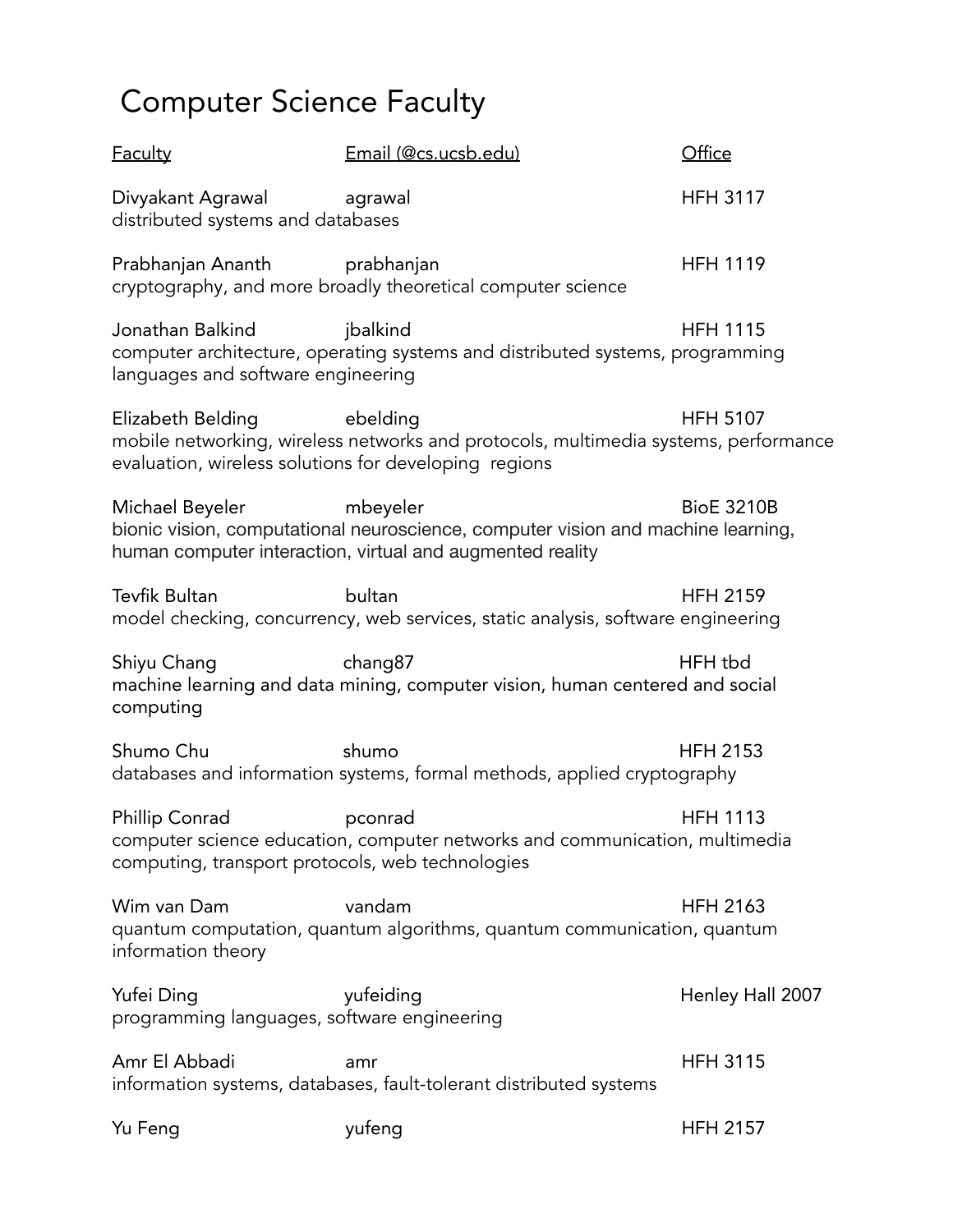# Computer Science Faculty

| Faculty | Email (@cs.ucsb.edu) | Office |
| --- | --- | --- |
| Divyakant Agrawal | agrawal | HFH 3117 |
| distributed systems and databases | | |
| Prabhanjan Ananth | prabhanjan | HFH 1119 |
| cryptography, and more broadly theoretical computer science | | |
| Jonathan Balkind | jbalkind | HFH 1115 |
| computer architecture, operating systems and distributed systems, programming languages and software engineering | | |
| Elizabeth Belding | ebelding | HFH 5107 |
| mobile networking, wireless networks and protocols, multimedia systems, performance evaluation, wireless solutions for developing regions | | |
| Michael Beyeler | mbeyeler | BioE 3210B |
| bionic vision, computational neuroscience, computer vision and machine learning, human computer interaction, virtual and augmented reality | | |
| Tevfik Bultan | bultan | HFH 2159 |
| model checking, concurrency, web services, static analysis, software engineering | | |
| Shiyu Chang | chang87 | HFH tbd |
| machine learning and data mining, computer vision, human centered and social computing | | |
| Shumo Chu | shumo | HFH 2153 |
| databases and information systems, formal methods, applied cryptography | | |
| Phillip Conrad | pconrad | HFH 1113 |
| computer science education, computer networks and communication, multimedia computing, transport protocols, web technologies | | |
| Wim van Dam | vandam | HFH 2163 |
| quantum computation, quantum algorithms, quantum communication, quantum information theory | | |
| Yufei Ding | yufeiding | Henley Hall 2007 |
| programming languages, software engineering | | |
| Amr El Abbadi | amr | HFH 3115 |
| information systems, databases, fault-tolerant distributed systems | | |
| Yu Feng | yufeng | HFH 2157 |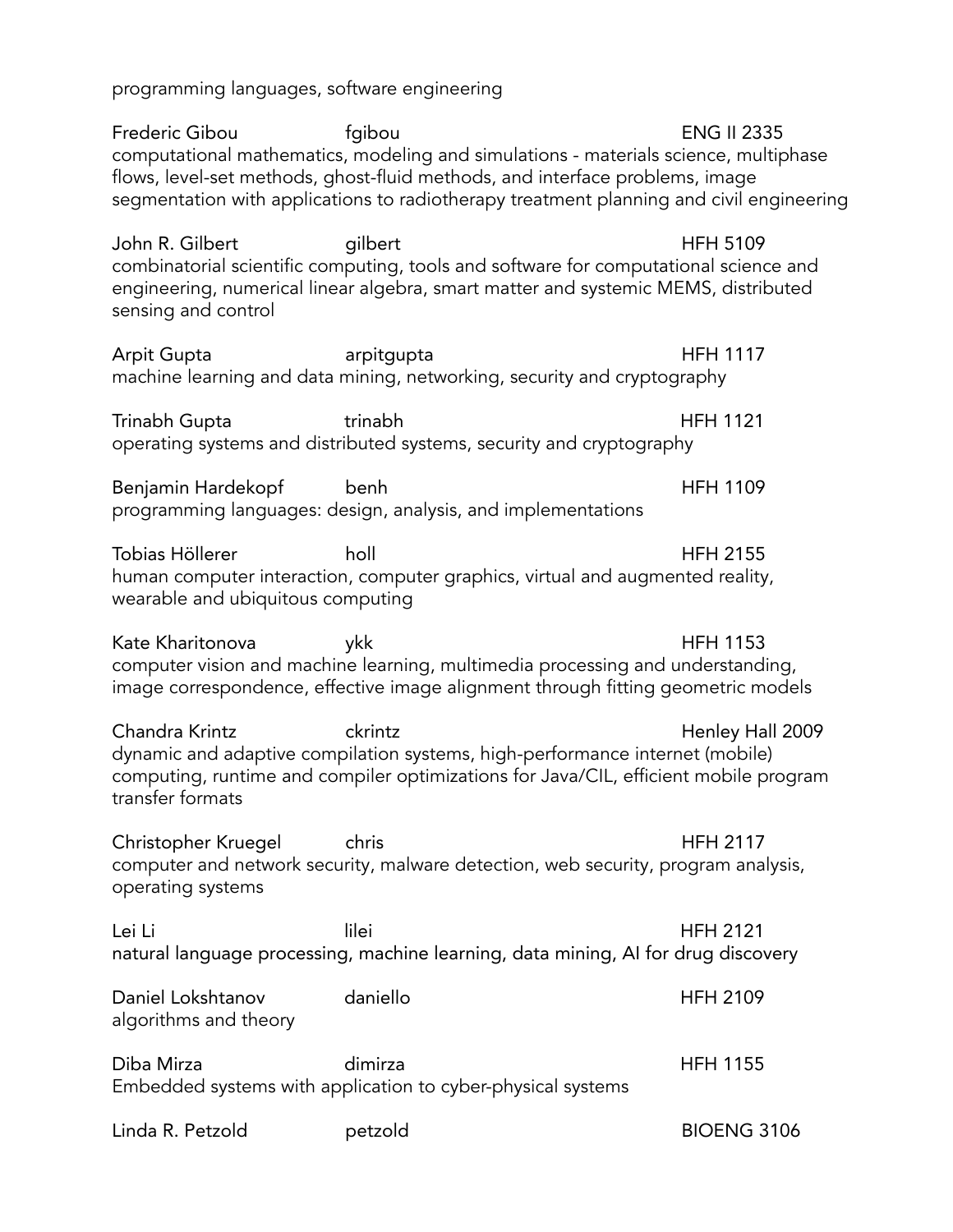programming languages, software engineering

Frederic Gibou fgibou ENG II 2335
computational mathematics, modeling and simulations - materials science, multiphase flows, level-set methods, ghost-fluid methods, and interface problems, image segmentation with applications to radiotherapy treatment planning and civil engineering

John R. Gilbert gilbert HFH 5109
combinatorial scientific computing, tools and software for computational science and engineering, numerical linear algebra, smart matter and systemic MEMS, distributed sensing and control

Arpit Gupta arpitgupta HFH 1117
machine learning and data mining, networking, security and cryptography

Trinabh Gupta trinabh HFH 1121
operating systems and distributed systems, security and cryptography

Benjamin Hardekopf benh HFH 1109
programming languages: design, analysis, and implementations

Tobias Höllerer holl HFH 2155
human computer interaction, computer graphics, virtual and augmented reality, wearable and ubiquitous computing

Kate Kharitonova ykk HFH 1153
computer vision and machine learning, multimedia processing and understanding, image correspondence, effective image alignment through fitting geometric models

Chandra Krintz ckrintz Henley Hall 2009
dynamic and adaptive compilation systems, high-performance internet (mobile) computing, runtime and compiler optimizations for Java/CIL, efficient mobile program transfer formats

Christopher Kruegel chris HFH 2117
computer and network security, malware detection, web security, program analysis, operating systems

Lei Li lilei HFH 2121
natural language processing, machine learning, data mining, AI for drug discovery

Daniel Lokshtanov daniello HFH 2109
algorithms and theory

Diba Mirza dimirza HFH 1155
Embedded systems with application to cyber-physical systems

Linda R. Petzold petzold BIOENG 3106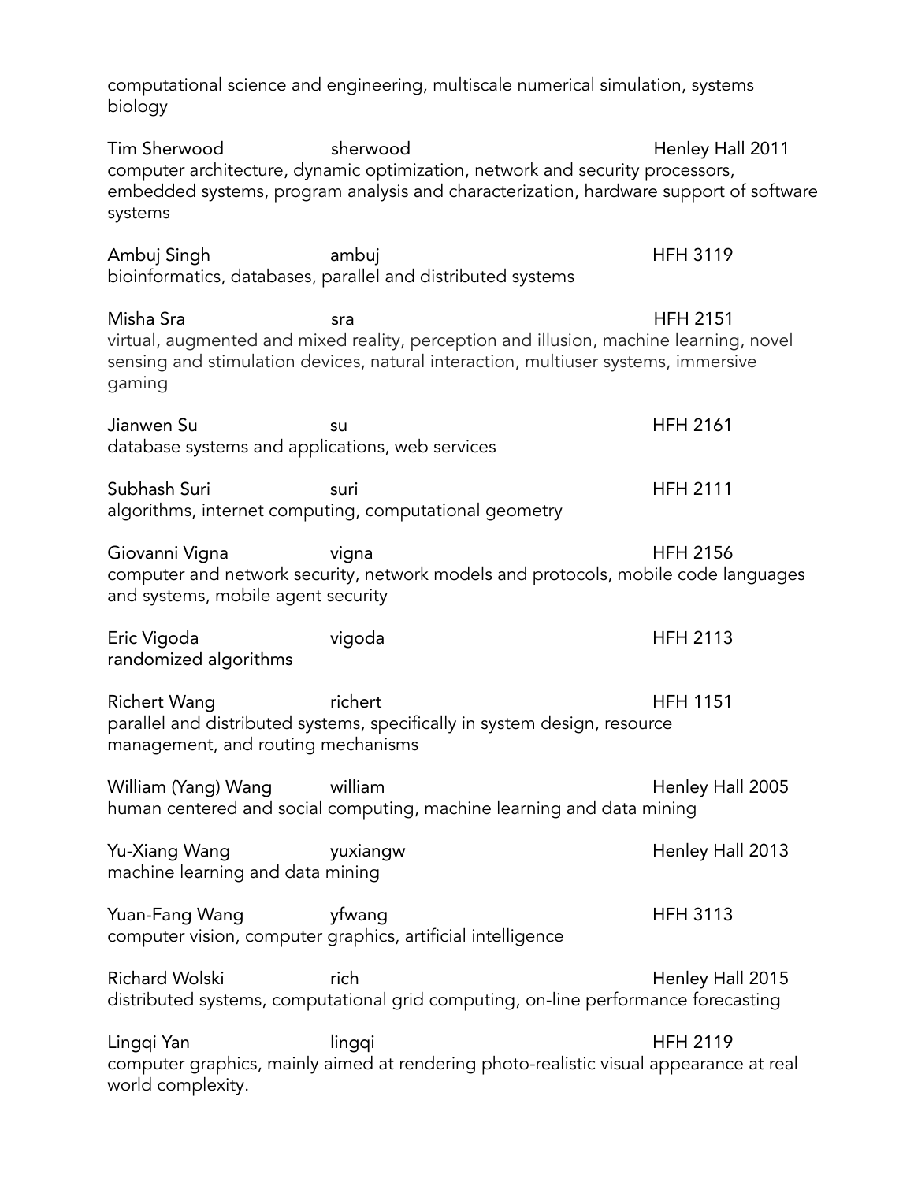computational science and engineering, multiscale numerical simulation, systems biology

Tim Sherwood sherwood Henley Hall 2011
computer architecture, dynamic optimization, network and security processors, embedded systems, program analysis and characterization, hardware support of software systems

Ambuj Singh ambuj HFH 3119
bioinformatics, databases, parallel and distributed systems

Misha Sra sra HFH 2151
virtual, augmented and mixed reality, perception and illusion, machine learning, novel sensing and stimulation devices, natural interaction, multiuser systems, immersive gaming

Jianwen Su su HFH 2161
database systems and applications, web services

Subhash Suri suri HFH 2111
algorithms, internet computing, computational geometry

Giovanni Vigna vigna HFH 2156
computer and network security, network models and protocols, mobile code languages and systems, mobile agent security

Eric Vigoda vigoda HFH 2113
randomized algorithms

Richert Wang richert HFH 1151
parallel and distributed systems, specifically in system design, resource management, and routing mechanisms

William (Yang) Wang william Henley Hall 2005
human centered and social computing, machine learning and data mining

Yu-Xiang Wang yuxiangw Henley Hall 2013
machine learning and data mining

Yuan-Fang Wang yfwang HFH 3113
computer vision, computer graphics, artificial intelligence

Richard Wolski rich Henley Hall 2015
distributed systems, computational grid computing, on-line performance forecasting

Lingqi Yan lingqi HFH 2119
computer graphics, mainly aimed at rendering photo-realistic visual appearance at real world complexity.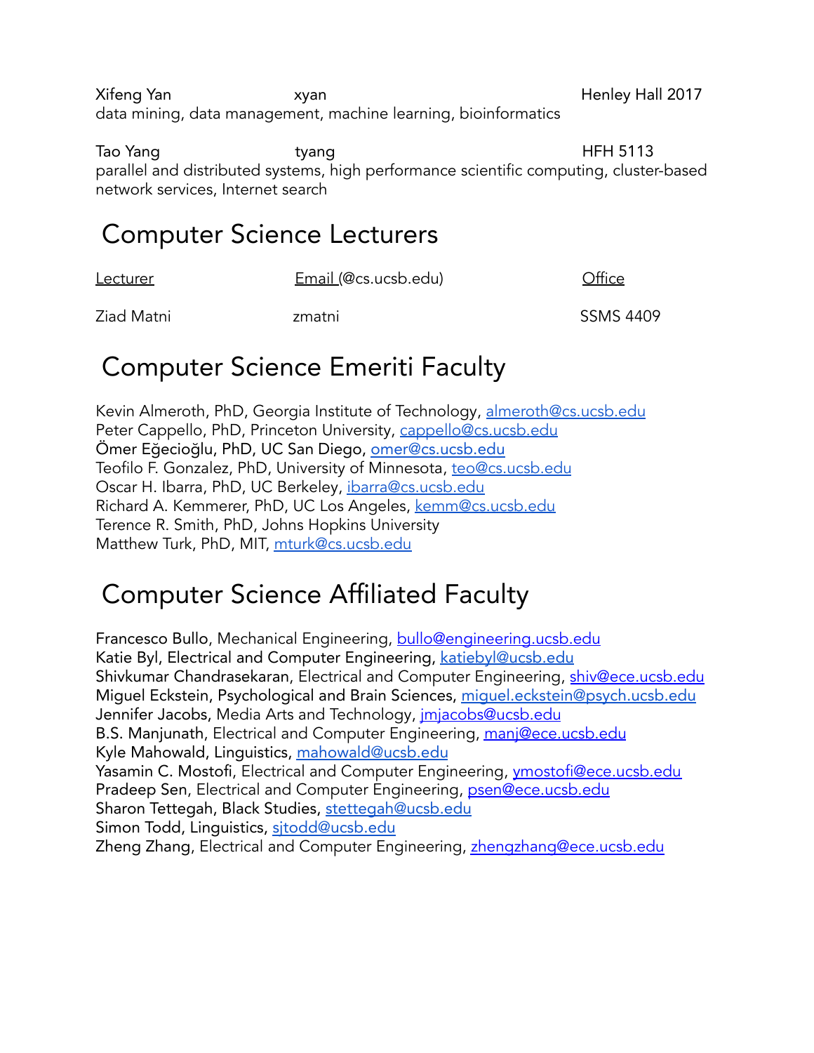Xifeng Yan xyan Henley Hall 2017
data mining, data management, machine learning, bioinformatics

Tao Yang tyang HFH 5113
parallel and distributed systems, high performance scientific computing, cluster-based network services, Internet search

## Computer Science Lecturers

| Lecturer | Email (@cs.ucsb.edu) | Office |
|---|---|---|
| Ziad Matni | zmatni | SSMS 4409 |

## Computer Science Emeriti Faculty

Kevin Almeroth, PhD, Georgia Institute of Technology, almeroth@cs.ucsb.edu
Peter Cappello, PhD, Princeton University, cappello@cs.ucsb.edu
Ömer Eğecioğlu, PhD, UC San Diego, omer@cs.ucsb.edu
Teofilo F. Gonzalez, PhD, University of Minnesota, teo@cs.ucsb.edu
Oscar H. Ibarra, PhD, UC Berkeley, ibarra@cs.ucsb.edu
Richard A. Kemmerer, PhD, UC Los Angeles, kemm@cs.ucsb.edu
Terence R. Smith, PhD, Johns Hopkins University
Matthew Turk, PhD, MIT, mturk@cs.ucsb.edu

## Computer Science Affiliated Faculty

Francesco Bullo, Mechanical Engineering, bullo@engineering.ucsb.edu
Katie Byl, Electrical and Computer Engineering, katiebyl@ucsb.edu
Shivkumar Chandrasekaran, Electrical and Computer Engineering, shiv@ece.ucsb.edu
Miguel Eckstein, Psychological and Brain Sciences, miguel.eckstein@psych.ucsb.edu
Jennifer Jacobs, Media Arts and Technology, jmjacobs@ucsb.edu
B.S. Manjunath, Electrical and Computer Engineering, manj@ece.ucsb.edu
Kyle Mahowald, Linguistics, mahowald@ucsb.edu
Yasamin C. Mostofi, Electrical and Computer Engineering, ymostofi@ece.ucsb.edu
Pradeep Sen, Electrical and Computer Engineering, psen@ece.ucsb.edu
Sharon Tettegah, Black Studies, stettegah@ucsb.edu
Simon Todd, Linguistics, sjtodd@ucsb.edu
Zheng Zhang, Electrical and Computer Engineering, zhengzhang@ece.ucsb.edu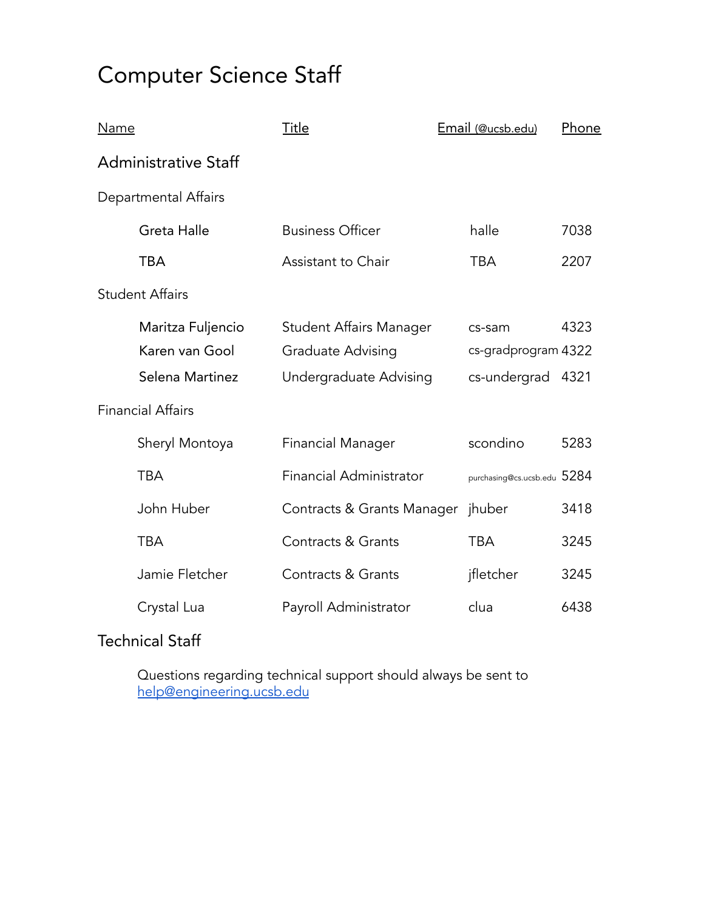# Computer Science Staff

| Name | Title | Email (@ucsb.edu) | Phone |
|---|---|---|---|
| **Administrative Staff** | | | |
| Departmental Affairs | | | |
| Greta Halle | Business Officer | halle | 7038 |
| TBA | Assistant to Chair | TBA | 2207 |
| Student Affairs | | | |
| Maritza Fuljencio | Student Affairs Manager | cs-sam | 4323 |
| Karen van Gool | Graduate Advising | cs-gradprogram | 4322 |
| Selena Martinez | Undergraduate Advising | cs-undergrad | 4321 |
| Financial Affairs | | | |
| Sheryl Montoya | Financial Manager | scondino | 5283 |
| TBA | Financial Administrator | purchasing@cs.ucsb.edu | 5284 |
| John Huber | Contracts & Grants Manager | jhuber | 3418 |
| TBA | Contracts & Grants | TBA | 3245 |
| Jamie Fletcher | Contracts & Grants | jfletcher | 3245 |
| Crystal Lua | Payroll Administrator | clua | 6438 |

## Technical Staff

Questions regarding technical support should always be sent to help@engineering.ucsb.edu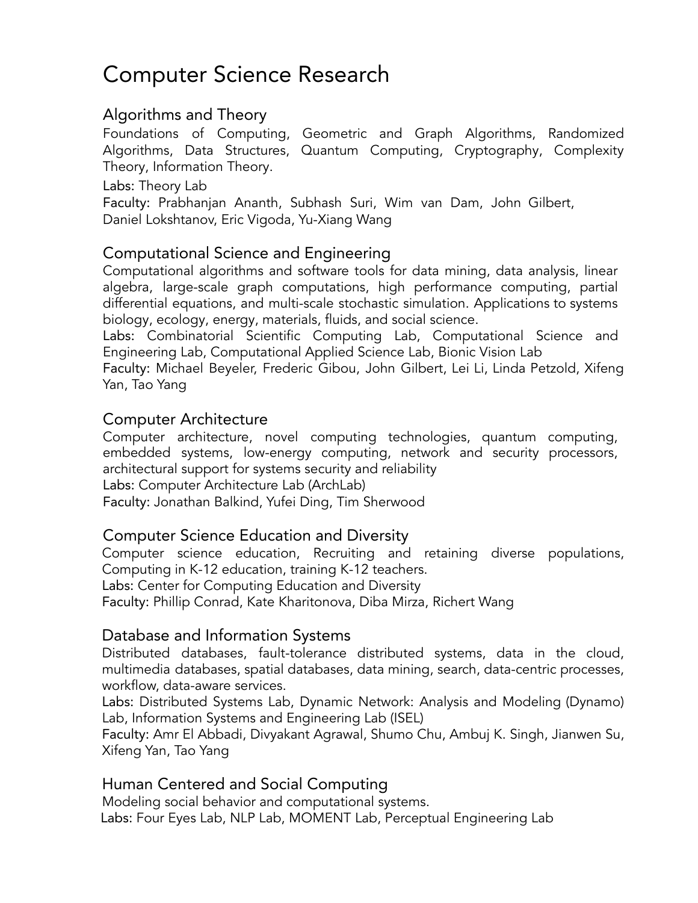# Computer Science Research

## Algorithms and Theory

Foundations of Computing, Geometric and Graph Algorithms, Randomized Algorithms, Data Structures, Quantum Computing, Cryptography, Complexity Theory, Information Theory.

Labs: Theory Lab

Faculty: Prabhanjan Ananth, Subhash Suri, Wim van Dam, John Gilbert, Daniel Lokshtanov, Eric Vigoda, Yu-Xiang Wang

## Computational Science and Engineering

Computational algorithms and software tools for data mining, data analysis, linear algebra, large-scale graph computations, high performance computing, partial differential equations, and multi-scale stochastic simulation. Applications to systems biology, ecology, energy, materials, fluids, and social science.

Labs: Combinatorial Scientific Computing Lab, Computational Science and Engineering Lab, Computational Applied Science Lab, Bionic Vision Lab

Faculty: Michael Beyeler, Frederic Gibou, John Gilbert, Lei Li, Linda Petzold, Xifeng Yan, Tao Yang

## Computer Architecture

Computer architecture, novel computing technologies, quantum computing, embedded systems, low-energy computing, network and security processors, architectural support for systems security and reliability

Labs: Computer Architecture Lab (ArchLab)

Faculty: Jonathan Balkind, Yufei Ding, Tim Sherwood

## Computer Science Education and Diversity

Computer science education, Recruiting and retaining diverse populations, Computing in K-12 education, training K-12 teachers.

Labs: Center for Computing Education and Diversity

Faculty: Phillip Conrad, Kate Kharitonova, Diba Mirza, Richert Wang

## Database and Information Systems

Distributed databases, fault-tolerance distributed systems, data in the cloud, multimedia databases, spatial databases, data mining, search, data-centric processes, workflow, data-aware services.

Labs: Distributed Systems Lab, Dynamic Network: Analysis and Modeling (Dynamo) Lab, Information Systems and Engineering Lab (ISEL)

Faculty: Amr El Abbadi, Divyakant Agrawal, Shumo Chu, Ambuj K. Singh, Jianwen Su, Xifeng Yan, Tao Yang

## Human Centered and Social Computing

Modeling social behavior and computational systems.

Labs: Four Eyes Lab, NLP Lab, MOMENT Lab, Perceptual Engineering Lab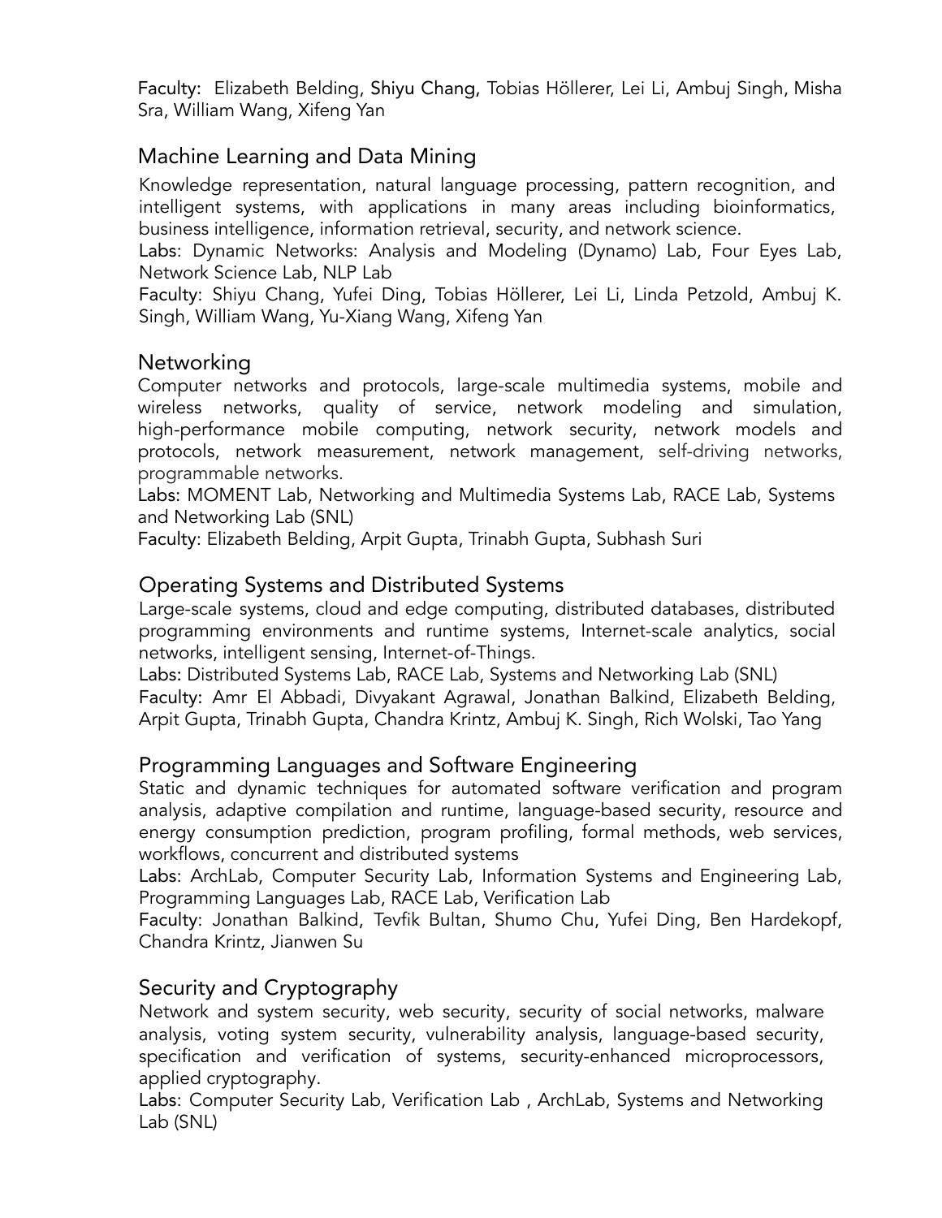Faculty: Elizabeth Belding, Shiyu Chang, Tobias Höllerer, Lei Li, Ambuj Singh, Misha Sra, William Wang, Xifeng Yan

## Machine Learning and Data Mining

Knowledge representation, natural language processing, pattern recognition, and intelligent systems, with applications in many areas including bioinformatics, business intelligence, information retrieval, security, and network science.

Labs: Dynamic Networks: Analysis and Modeling (Dynamo) Lab, Four Eyes Lab, Network Science Lab, NLP Lab

Faculty: Shiyu Chang, Yufei Ding, Tobias Höllerer, Lei Li, Linda Petzold, Ambuj K. Singh, William Wang, Yu-Xiang Wang, Xifeng Yan

## Networking

Computer networks and protocols, large-scale multimedia systems, mobile and wireless networks, quality of service, network modeling and simulation, high-performance mobile computing, network security, network models and protocols, network measurement, network management, self-driving networks, programmable networks.

Labs: MOMENT Lab, Networking and Multimedia Systems Lab, RACE Lab, Systems and Networking Lab (SNL)

Faculty: Elizabeth Belding, Arpit Gupta, Trinabh Gupta, Subhash Suri

## Operating Systems and Distributed Systems

Large-scale systems, cloud and edge computing, distributed databases, distributed programming environments and runtime systems, Internet-scale analytics, social networks, intelligent sensing, Internet-of-Things.

Labs: Distributed Systems Lab, RACE Lab, Systems and Networking Lab (SNL)

Faculty: Amr El Abbadi, Divyakant Agrawal, Jonathan Balkind, Elizabeth Belding, Arpit Gupta, Trinabh Gupta, Chandra Krintz, Ambuj K. Singh, Rich Wolski, Tao Yang

## Programming Languages and Software Engineering

Static and dynamic techniques for automated software verification and program analysis, adaptive compilation and runtime, language-based security, resource and energy consumption prediction, program profiling, formal methods, web services, workflows, concurrent and distributed systems

Labs: ArchLab, Computer Security Lab, Information Systems and Engineering Lab, Programming Languages Lab, RACE Lab, Verification Lab

Faculty: Jonathan Balkind, Tevfik Bultan, Shumo Chu, Yufei Ding, Ben Hardekopf, Chandra Krintz, Jianwen Su

## Security and Cryptography

Network and system security, web security, security of social networks, malware analysis, voting system security, vulnerability analysis, language-based security, specification and verification of systems, security-enhanced microprocessors, applied cryptography.

Labs: Computer Security Lab, Verification Lab , ArchLab, Systems and Networking Lab (SNL)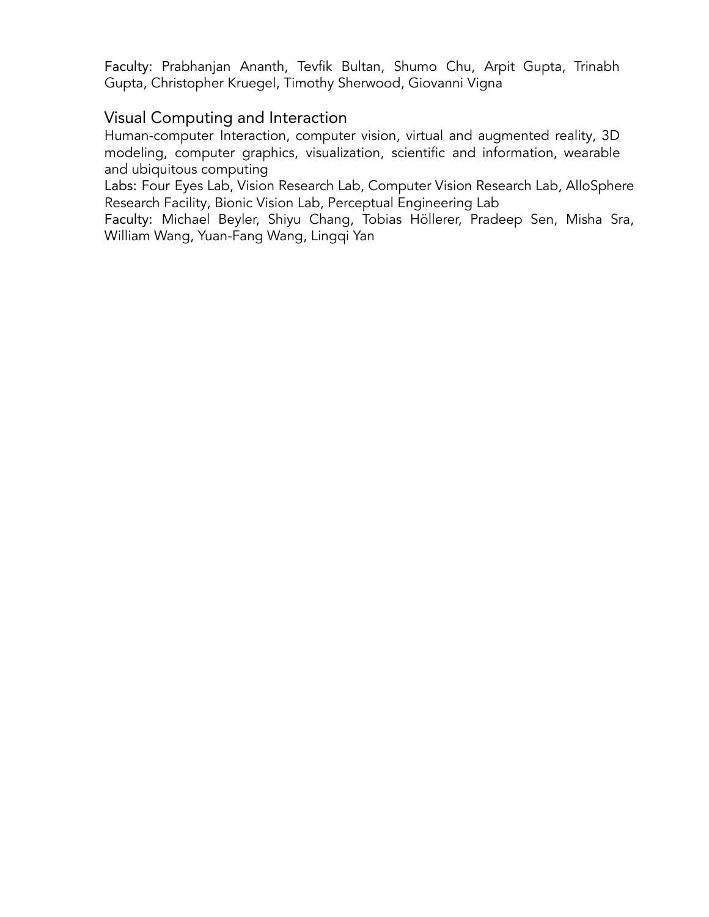**Faculty:** Prabhanjan Ananth, Tevfik Bultan, Shumo Chu, Arpit Gupta, Trinabh Gupta, Christopher Kruegel, Timothy Sherwood, Giovanni Vigna

## Visual Computing and Interaction

Human-computer Interaction, computer vision, virtual and augmented reality, 3D modeling, computer graphics, visualization, scientific and information, wearable and ubiquitous computing

**Labs:** Four Eyes Lab, Vision Research Lab, Computer Vision Research Lab, AlloSphere Research Facility, Bionic Vision Lab, Perceptual Engineering Lab

**Faculty:** Michael Beyler, Shiyu Chang, Tobias Höllerer, Pradeep Sen, Misha Sra, William Wang, Yuan-Fang Wang, Lingqi Yan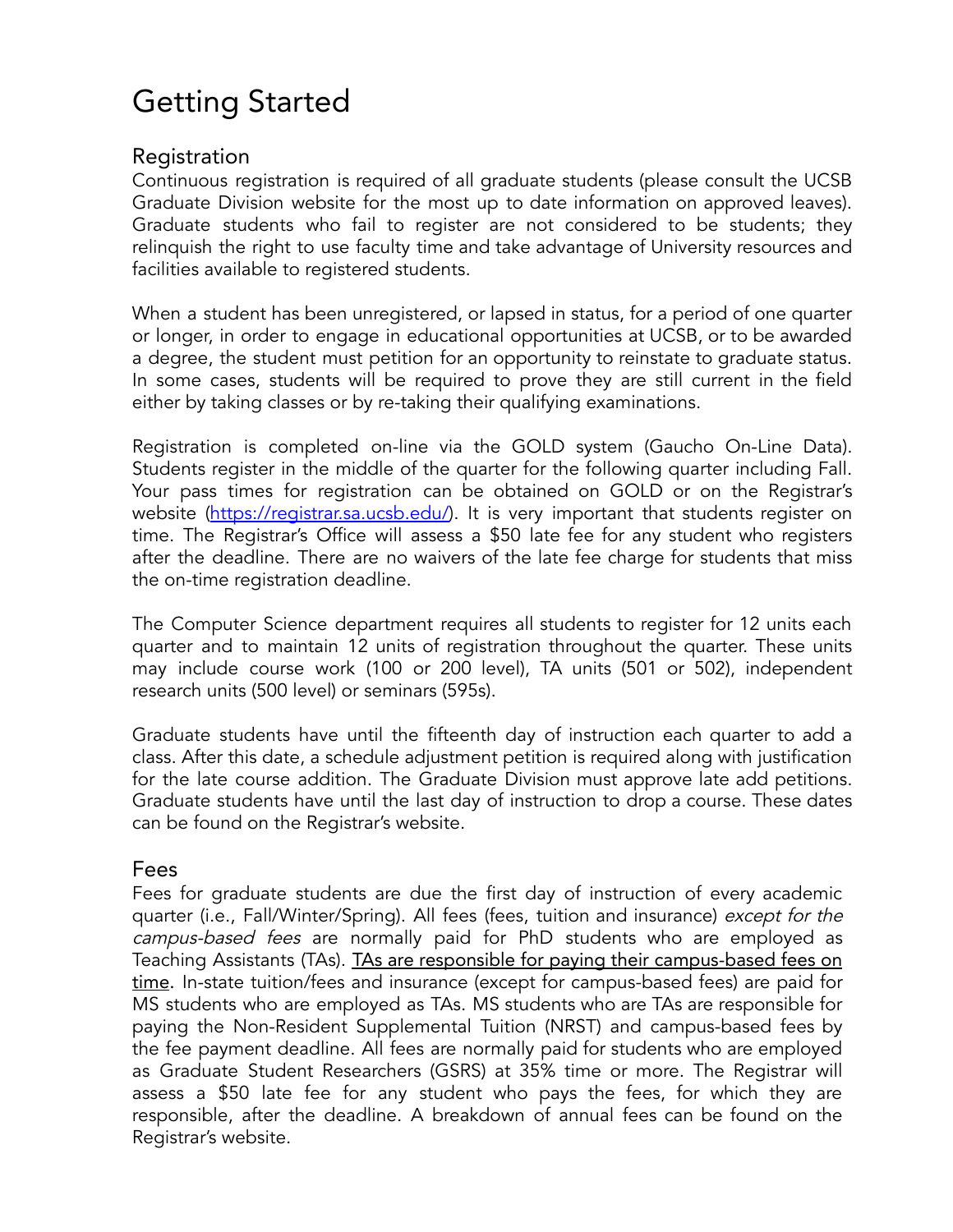# Getting Started

## Registration

Continuous registration is required of all graduate students (please consult the UCSB Graduate Division website for the most up to date information on approved leaves). Graduate students who fail to register are not considered to be students; they relinquish the right to use faculty time and take advantage of University resources and facilities available to registered students.

When a student has been unregistered, or lapsed in status, for a period of one quarter or longer, in order to engage in educational opportunities at UCSB, or to be awarded a degree, the student must petition for an opportunity to reinstate to graduate status. In some cases, students will be required to prove they are still current in the field either by taking classes or by re-taking their qualifying examinations.

Registration is completed on-line via the GOLD system (Gaucho On-Line Data). Students register in the middle of the quarter for the following quarter including Fall. Your pass times for registration can be obtained on GOLD or on the Registrar's website ([https://registrar.sa.ucsb.edu/](https://registrar.sa.ucsb.edu/)). It is very important that students register on time. The Registrar's Office will assess a $50 late fee for any student who registers after the deadline. There are no waivers of the late fee charge for students that miss the on-time registration deadline.

The Computer Science department requires all students to register for 12 units each quarter and to maintain 12 units of registration throughout the quarter. These units may include course work (100 or 200 level), TA units (501 or 502), independent research units (500 level) or seminars (595s).

Graduate students have until the fifteenth day of instruction each quarter to add a class. After this date, a schedule adjustment petition is required along with justification for the late course addition. The Graduate Division must approve late add petitions. Graduate students have until the last day of instruction to drop a course. These dates can be found on the Registrar's website.

## Fees

Fees for graduate students are due the first day of instruction of every academic quarter (i.e., Fall/Winter/Spring). All fees (fees, tuition and insurance) *except for the campus-based fees* are normally paid for PhD students who are employed as Teaching Assistants (TAs). <u>TAs are responsible for paying their campus-based fees on time</u>. In-state tuition/fees and insurance (except for campus-based fees) are paid for MS students who are employed as TAs. MS students who are TAs are responsible for paying the Non-Resident Supplemental Tuition (NRST) and campus-based fees by the fee payment deadline. All fees are normally paid for students who are employed as Graduate Student Researchers (GSRS) at 35% time or more. The Registrar will assess a $50 late fee for any student who pays the fees, for which they are responsible, after the deadline. A breakdown of annual fees can be found on the Registrar's website.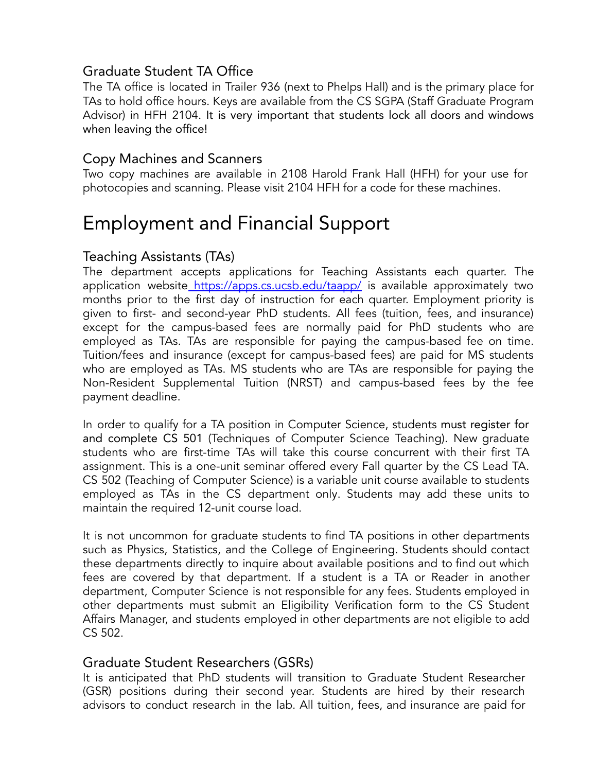### Graduate Student TA Office

The TA office is located in Trailer 936 (next to Phelps Hall) and is the primary place for TAs to hold office hours. Keys are available from the CS SGPA (Staff Graduate Program Advisor) in HFH 2104. It is very important that students lock all doors and windows when leaving the office!

### Copy Machines and Scanners

Two copy machines are available in 2108 Harold Frank Hall (HFH) for your use for photocopies and scanning. Please visit 2104 HFH for a code for these machines.

## Employment and Financial Support

### Teaching Assistants (TAs)

The department accepts applications for Teaching Assistants each quarter. The application website [https://apps.cs.ucsb.edu/taapp/](https://apps.cs.ucsb.edu/taapp/) is available approximately two months prior to the first day of instruction for each quarter. Employment priority is given to first- and second-year PhD students. All fees (tuition, fees, and insurance) except for the campus-based fees are normally paid for PhD students who are employed as TAs. TAs are responsible for paying the campus-based fee on time. Tuition/fees and insurance (except for campus-based fees) are paid for MS students who are employed as TAs. MS students who are TAs are responsible for paying the Non-Resident Supplemental Tuition (NRST) and campus-based fees by the fee payment deadline.

In order to qualify for a TA position in Computer Science, students must register for and complete CS 501 (Techniques of Computer Science Teaching). New graduate students who are first-time TAs will take this course concurrent with their first TA assignment. This is a one-unit seminar offered every Fall quarter by the CS Lead TA. CS 502 (Teaching of Computer Science) is a variable unit course available to students employed as TAs in the CS department only. Students may add these units to maintain the required 12-unit course load.

It is not uncommon for graduate students to find TA positions in other departments such as Physics, Statistics, and the College of Engineering. Students should contact these departments directly to inquire about available positions and to find out which fees are covered by that department. If a student is a TA or Reader in another department, Computer Science is not responsible for any fees. Students employed in other departments must submit an Eligibility Verification form to the CS Student Affairs Manager, and students employed in other departments are not eligible to add CS 502.

### Graduate Student Researchers (GSRs)

It is anticipated that PhD students will transition to Graduate Student Researcher (GSR) positions during their second year. Students are hired by their research advisors to conduct research in the lab. All tuition, fees, and insurance are paid for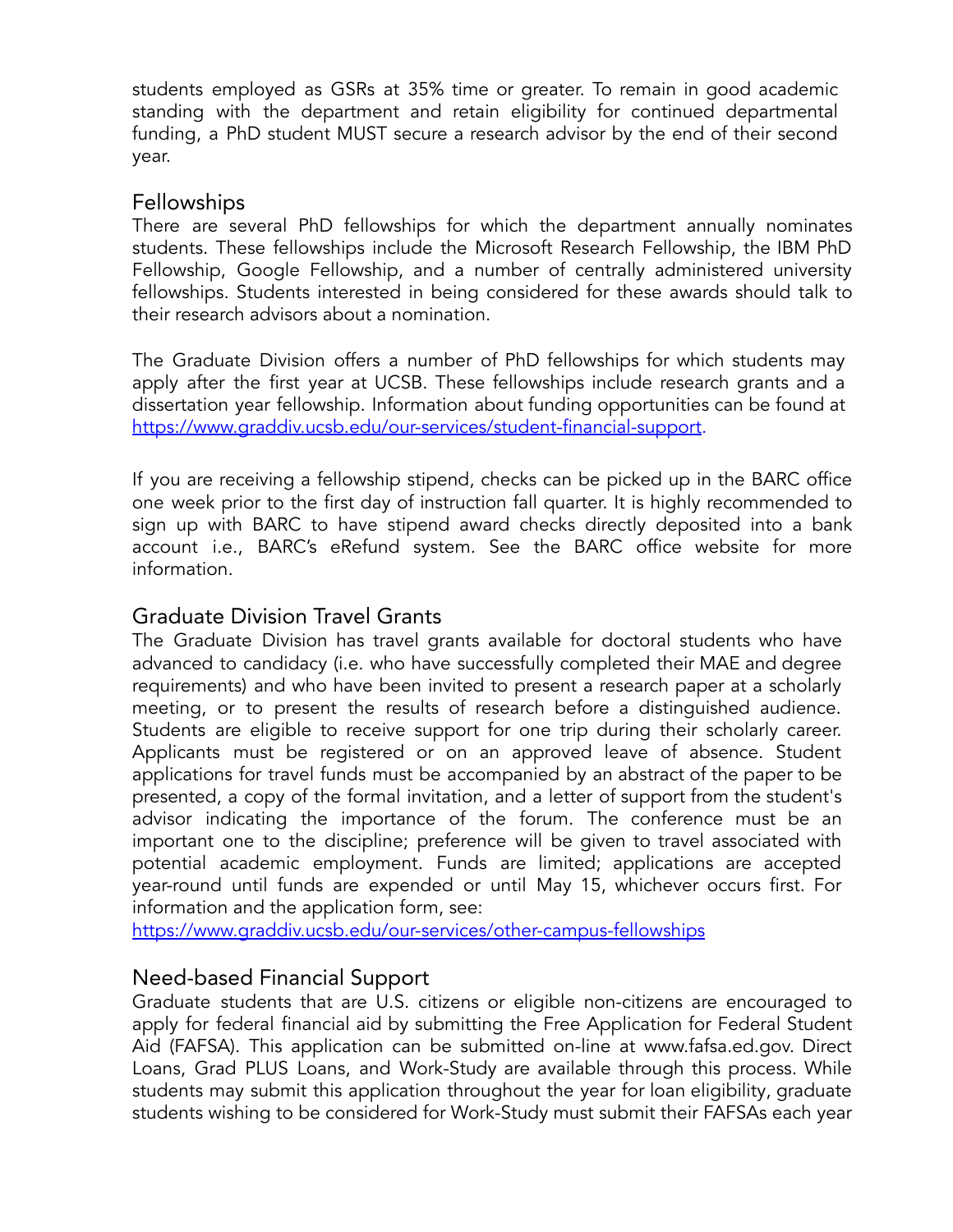students employed as GSRs at 35% time or greater. To remain in good academic standing with the department and retain eligibility for continued departmental funding, a PhD student MUST secure a research advisor by the end of their second year.

## Fellowships

There are several PhD fellowships for which the department annually nominates students. These fellowships include the Microsoft Research Fellowship, the IBM PhD Fellowship, Google Fellowship, and a number of centrally administered university fellowships. Students interested in being considered for these awards should talk to their research advisors about a nomination.

The Graduate Division offers a number of PhD fellowships for which students may apply after the first year at UCSB. These fellowships include research grants and a dissertation year fellowship. Information about funding opportunities can be found at https://www.graddiv.ucsb.edu/our-services/student-financial-support.

If you are receiving a fellowship stipend, checks can be picked up in the BARC office one week prior to the first day of instruction fall quarter. It is highly recommended to sign up with BARC to have stipend award checks directly deposited into a bank account i.e., BARC's eRefund system. See the BARC office website for more information.

## Graduate Division Travel Grants

The Graduate Division has travel grants available for doctoral students who have advanced to candidacy (i.e. who have successfully completed their MAE and degree requirements) and who have been invited to present a research paper at a scholarly meeting, or to present the results of research before a distinguished audience. Students are eligible to receive support for one trip during their scholarly career. Applicants must be registered or on an approved leave of absence. Student applications for travel funds must be accompanied by an abstract of the paper to be presented, a copy of the formal invitation, and a letter of support from the student's advisor indicating the importance of the forum. The conference must be an important one to the discipline; preference will be given to travel associated with potential academic employment. Funds are limited; applications are accepted year-round until funds are expended or until May 15, whichever occurs first. For information and the application form, see:
https://www.graddiv.ucsb.edu/our-services/other-campus-fellowships

## Need-based Financial Support

Graduate students that are U.S. citizens or eligible non-citizens are encouraged to apply for federal financial aid by submitting the Free Application for Federal Student Aid (FAFSA). This application can be submitted on-line at www.fafsa.ed.gov. Direct Loans, Grad PLUS Loans, and Work-Study are available through this process. While students may submit this application throughout the year for loan eligibility, graduate students wishing to be considered for Work-Study must submit their FAFSAs each year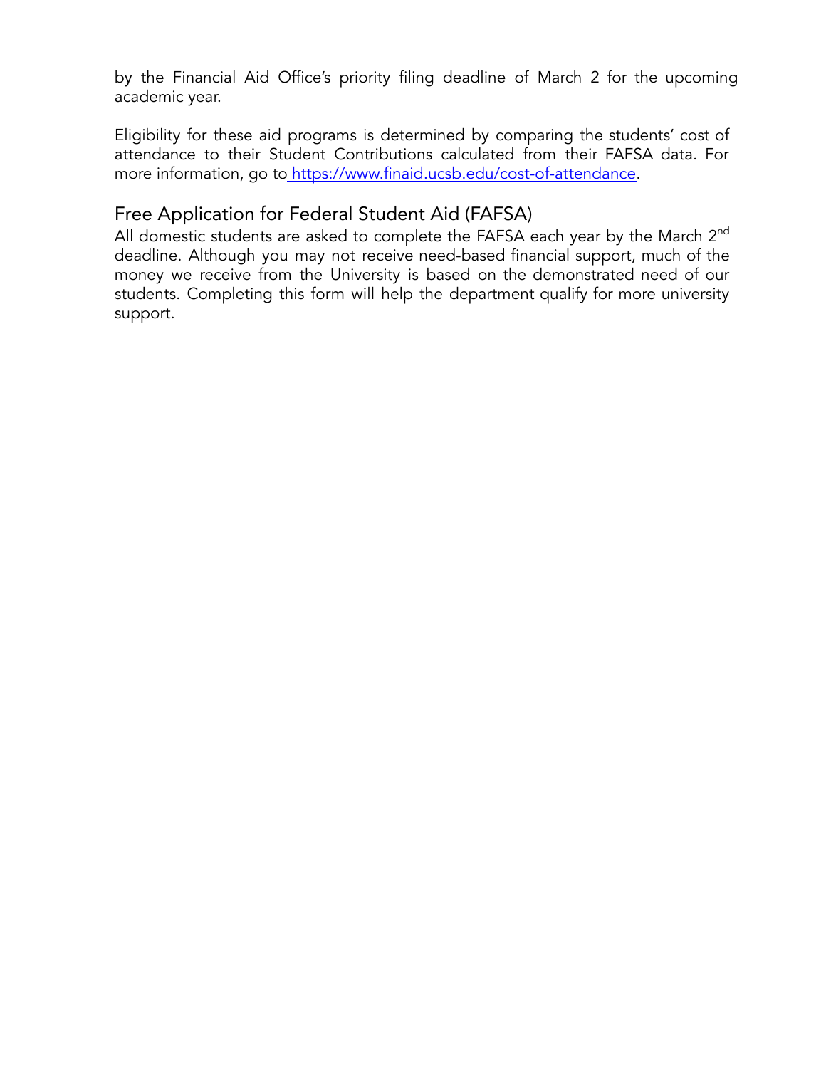by the Financial Aid Office's priority filing deadline of March 2 for the upcoming academic year.

Eligibility for these aid programs is determined by comparing the students' cost of attendance to their Student Contributions calculated from their FAFSA data. For more information, go to [https://www.finaid.ucsb.edu/cost-of-attendance](https://www.finaid.ucsb.edu/cost-of-attendance).

## Free Application for Federal Student Aid (FAFSA)

All domestic students are asked to complete the FAFSA each year by the March 2nd deadline. Although you may not receive need-based financial support, much of the money we receive from the University is based on the demonstrated need of our students. Completing this form will help the department qualify for more university support.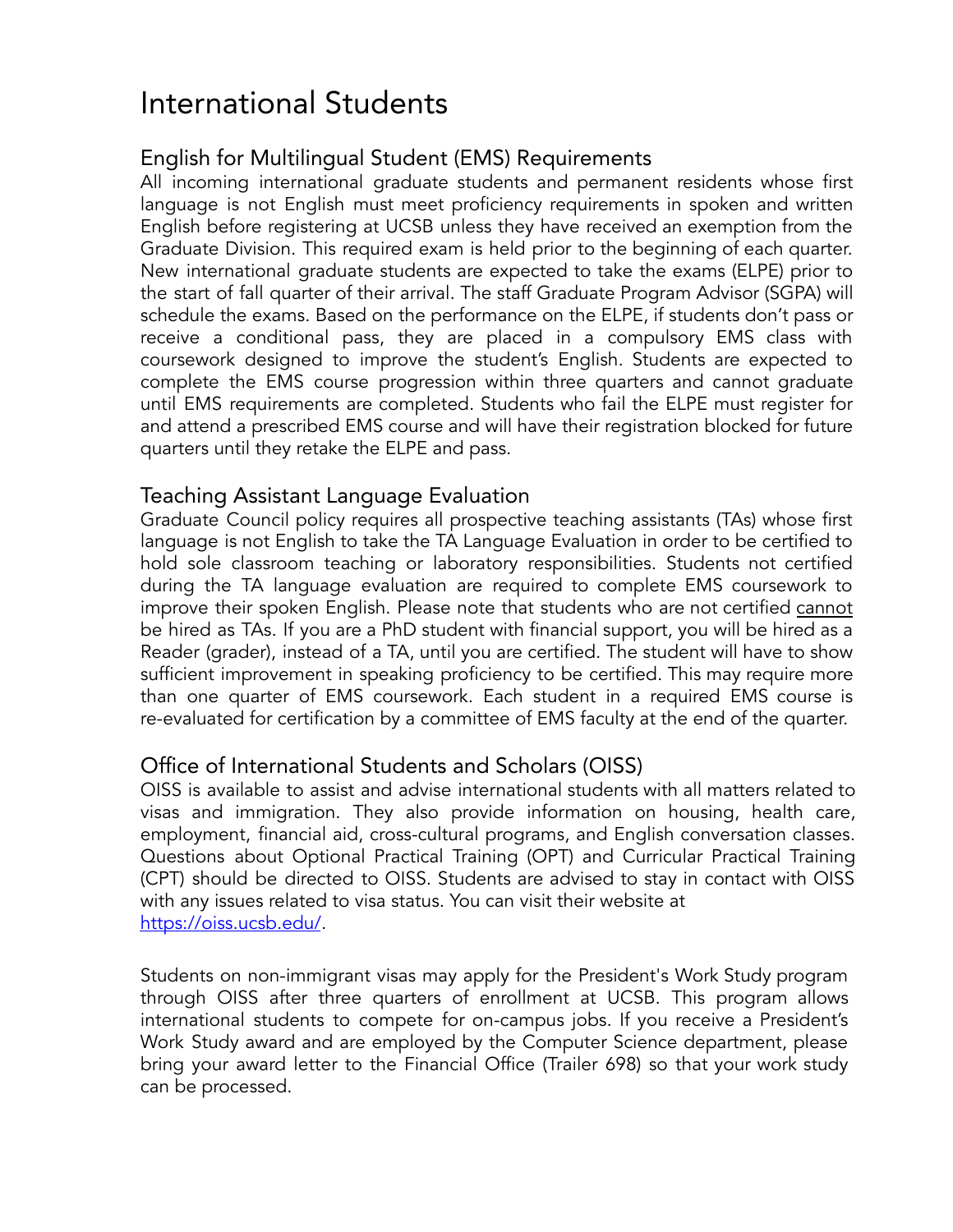# International Students

## English for Multilingual Student (EMS) Requirements

All incoming international graduate students and permanent residents whose first language is not English must meet proficiency requirements in spoken and written English before registering at UCSB unless they have received an exemption from the Graduate Division. This required exam is held prior to the beginning of each quarter. New international graduate students are expected to take the exams (ELPE) prior to the start of fall quarter of their arrival. The staff Graduate Program Advisor (SGPA) will schedule the exams. Based on the performance on the ELPE, if students don't pass or receive a conditional pass, they are placed in a compulsory EMS class with coursework designed to improve the student's English. Students are expected to complete the EMS course progression within three quarters and cannot graduate until EMS requirements are completed. Students who fail the ELPE must register for and attend a prescribed EMS course and will have their registration blocked for future quarters until they retake the ELPE and pass.

## Teaching Assistant Language Evaluation

Graduate Council policy requires all prospective teaching assistants (TAs) whose first language is not English to take the TA Language Evaluation in order to be certified to hold sole classroom teaching or laboratory responsibilities. Students not certified during the TA language evaluation are required to complete EMS coursework to improve their spoken English. Please note that students who are not certified <u>cannot</u> be hired as TAs. If you are a PhD student with financial support, you will be hired as a Reader (grader), instead of a TA, until you are certified. The student will have to show sufficient improvement in speaking proficiency to be certified. This may require more than one quarter of EMS coursework. Each student in a required EMS course is re-evaluated for certification by a committee of EMS faculty at the end of the quarter.

## Office of International Students and Scholars (OISS)

OISS is available to assist and advise international students with all matters related to visas and immigration. They also provide information on housing, health care, employment, financial aid, cross-cultural programs, and English conversation classes. Questions about Optional Practical Training (OPT) and Curricular Practical Training (CPT) should be directed to OISS. Students are advised to stay in contact with OISS with any issues related to visa status. You can visit their website at [https://oiss.ucsb.edu/](https://oiss.ucsb.edu/).

Students on non-immigrant visas may apply for the President's Work Study program through OISS after three quarters of enrollment at UCSB. This program allows international students to compete for on-campus jobs. If you receive a President's Work Study award and are employed by the Computer Science department, please bring your award letter to the Financial Office (Trailer 698) so that your work study can be processed.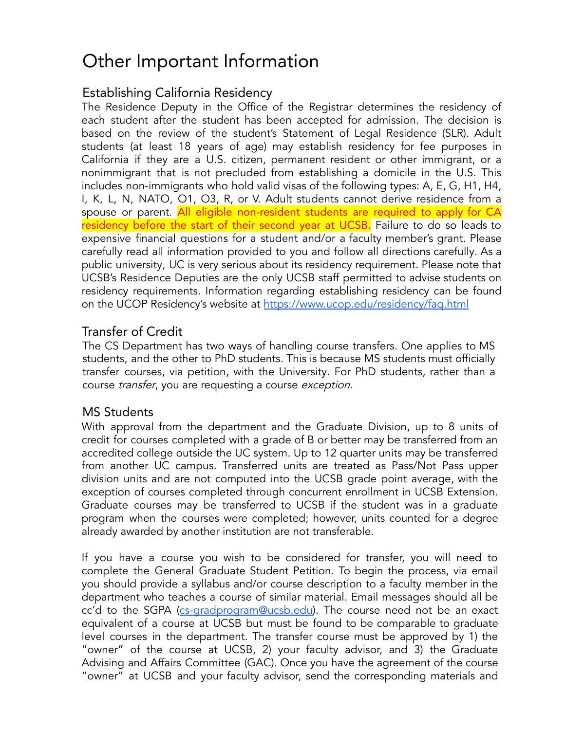# Other Important Information

## Establishing California Residency

The Residence Deputy in the Office of the Registrar determines the residency of each student after the student has been accepted for admission. The decision is based on the review of the student's Statement of Legal Residence (SLR). Adult students (at least 18 years of age) may establish residency for fee purposes in California if they are a U.S. citizen, permanent resident or other immigrant, or a nonimmigrant that is not precluded from establishing a domicile in the U.S. This includes non-immigrants who hold valid visas of the following types: A, E, G, H1, H4, I, K, L, N, NATO, O1, O3, R, or V. Adult students cannot derive residence from a spouse or parent. All eligible non-resident students are required to apply for CA residency before the start of their second year at UCSB. Failure to do so leads to expensive financial questions for a student and/or a faculty member's grant. Please carefully read all information provided to you and follow all directions carefully. As a public university, UC is very serious about its residency requirement. Please note that UCSB's Residence Deputies are the only UCSB staff permitted to advise students on residency requirements. Information regarding establishing residency can be found on the UCOP Residency's website at https://www.ucop.edu/residency/faq.html

## Transfer of Credit

The CS Department has two ways of handling course transfers. One applies to MS students, and the other to PhD students. This is because MS students must officially transfer courses, via petition, with the University. For PhD students, rather than a course *transfer*, you are requesting a course *exception*.

## MS Students

With approval from the department and the Graduate Division, up to 8 units of credit for courses completed with a grade of B or better may be transferred from an accredited college outside the UC system. Up to 12 quarter units may be transferred from another UC campus. Transferred units are treated as Pass/Not Pass upper division units and are not computed into the UCSB grade point average, with the exception of courses completed through concurrent enrollment in UCSB Extension. Graduate courses may be transferred to UCSB if the student was in a graduate program when the courses were completed; however, units counted for a degree already awarded by another institution are not transferable.

If you have a course you wish to be considered for transfer, you will need to complete the General Graduate Student Petition. To begin the process, via email you should provide a syllabus and/or course description to a faculty member in the department who teaches a course of similar material. Email messages should all be cc'd to the SGPA (cs-gradprogram@ucsb.edu). The course need not be an exact equivalent of a course at UCSB but must be found to be comparable to graduate level courses in the department. The transfer course must be approved by 1) the "owner" of the course at UCSB, 2) your faculty advisor, and 3) the Graduate Advising and Affairs Committee (GAC). Once you have the agreement of the course "owner" at UCSB and your faculty advisor, send the corresponding materials and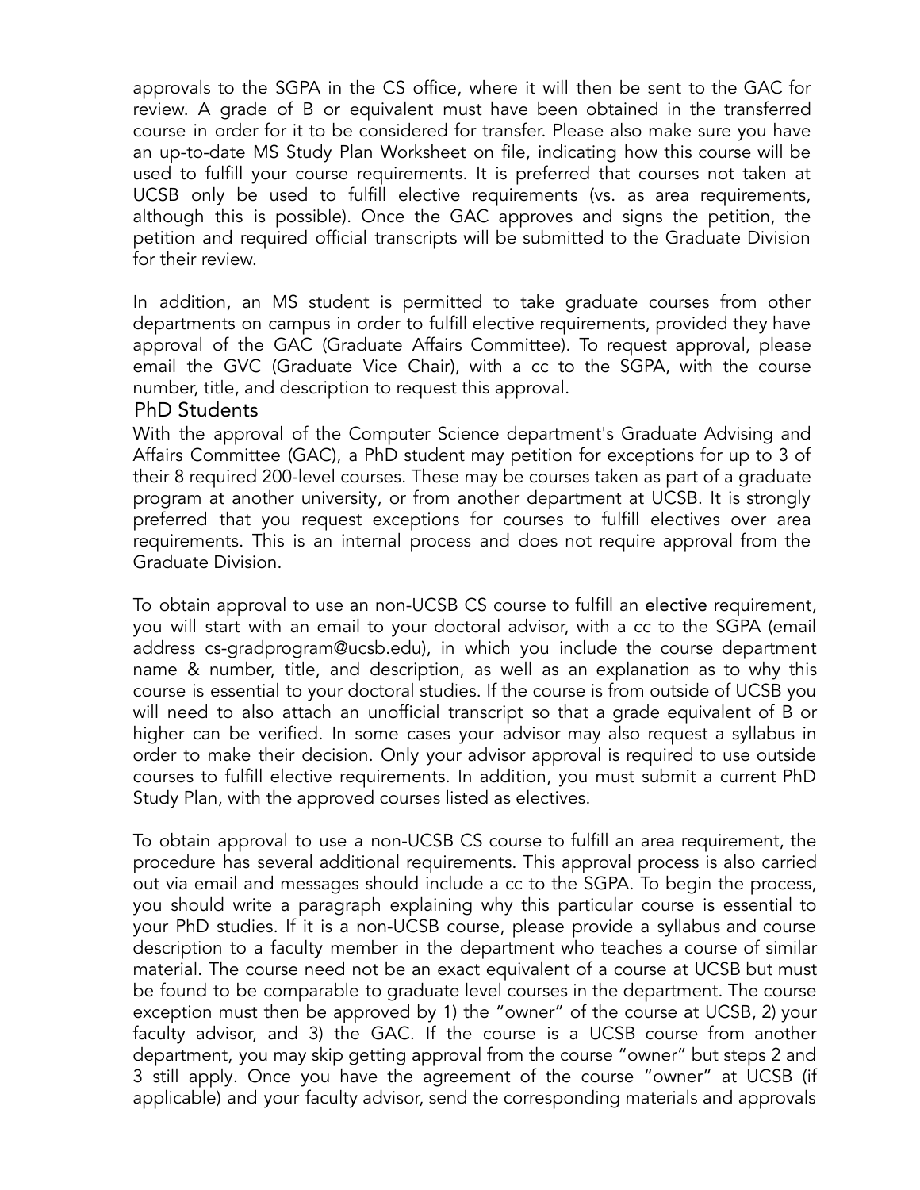approvals to the SGPA in the CS office, where it will then be sent to the GAC for review. A grade of B or equivalent must have been obtained in the transferred course in order for it to be considered for transfer. Please also make sure you have an up-to-date MS Study Plan Worksheet on file, indicating how this course will be used to fulfill your course requirements. It is preferred that courses not taken at UCSB only be used to fulfill elective requirements (vs. as area requirements, although this is possible). Once the GAC approves and signs the petition, the petition and required official transcripts will be submitted to the Graduate Division for their review.

In addition, an MS student is permitted to take graduate courses from other departments on campus in order to fulfill elective requirements, provided they have approval of the GAC (Graduate Affairs Committee). To request approval, please email the GVC (Graduate Vice Chair), with a cc to the SGPA, with the course number, title, and description to request this approval.

### PhD Students

With the approval of the Computer Science department's Graduate Advising and Affairs Committee (GAC), a PhD student may petition for exceptions for up to 3 of their 8 required 200-level courses. These may be courses taken as part of a graduate program at another university, or from another department at UCSB. It is strongly preferred that you request exceptions for courses to fulfill electives over area requirements. This is an internal process and does not require approval from the Graduate Division.

To obtain approval to use an non-UCSB CS course to fulfill an elective requirement, you will start with an email to your doctoral advisor, with a cc to the SGPA (email address cs-gradprogram@ucsb.edu), in which you include the course department name & number, title, and description, as well as an explanation as to why this course is essential to your doctoral studies. If the course is from outside of UCSB you will need to also attach an unofficial transcript so that a grade equivalent of B or higher can be verified. In some cases your advisor may also request a syllabus in order to make their decision. Only your advisor approval is required to use outside courses to fulfill elective requirements. In addition, you must submit a current PhD Study Plan, with the approved courses listed as electives.

To obtain approval to use a non-UCSB CS course to fulfill an area requirement, the procedure has several additional requirements. This approval process is also carried out via email and messages should include a cc to the SGPA. To begin the process, you should write a paragraph explaining why this particular course is essential to your PhD studies. If it is a non-UCSB course, please provide a syllabus and course description to a faculty member in the department who teaches a course of similar material. The course need not be an exact equivalent of a course at UCSB but must be found to be comparable to graduate level courses in the department. The course exception must then be approved by 1) the "owner" of the course at UCSB, 2) your faculty advisor, and 3) the GAC. If the course is a UCSB course from another department, you may skip getting approval from the course "owner" but steps 2 and 3 still apply. Once you have the agreement of the course "owner" at UCSB (if applicable) and your faculty advisor, send the corresponding materials and approvals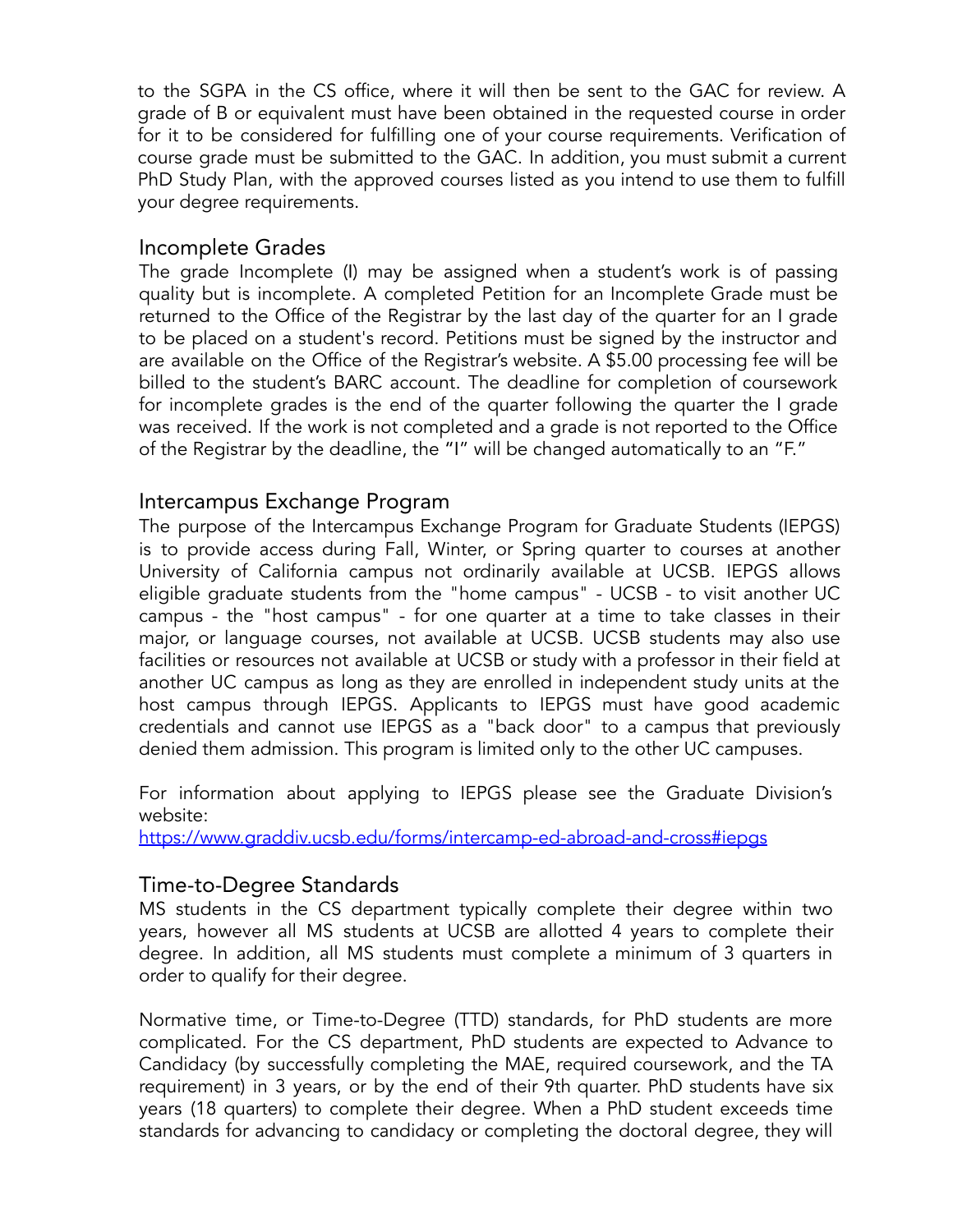to the SGPA in the CS office, where it will then be sent to the GAC for review. A grade of B or equivalent must have been obtained in the requested course in order for it to be considered for fulfilling one of your course requirements. Verification of course grade must be submitted to the GAC. In addition, you must submit a current PhD Study Plan, with the approved courses listed as you intend to use them to fulfill your degree requirements.

## Incomplete Grades

The grade Incomplete (I) may be assigned when a student's work is of passing quality but is incomplete. A completed Petition for an Incomplete Grade must be returned to the Office of the Registrar by the last day of the quarter for an I grade to be placed on a student's record. Petitions must be signed by the instructor and are available on the Office of the Registrar's website. A $5.00 processing fee will be billed to the student's BARC account. The deadline for completion of coursework for incomplete grades is the end of the quarter following the quarter the I grade was received. If the work is not completed and a grade is not reported to the Office of the Registrar by the deadline, the "I" will be changed automatically to an "F."

## Intercampus Exchange Program

The purpose of the Intercampus Exchange Program for Graduate Students (IEPGS) is to provide access during Fall, Winter, or Spring quarter to courses at another University of California campus not ordinarily available at UCSB. IEPGS allows eligible graduate students from the "home campus" - UCSB - to visit another UC campus - the "host campus" - for one quarter at a time to take classes in their major, or language courses, not available at UCSB. UCSB students may also use facilities or resources not available at UCSB or study with a professor in their field at another UC campus as long as they are enrolled in independent study units at the host campus through IEPGS. Applicants to IEPGS must have good academic credentials and cannot use IEPGS as a "back door" to a campus that previously denied them admission. This program is limited only to the other UC campuses.

For information about applying to IEPGS please see the Graduate Division's website:
https://www.graddiv.ucsb.edu/forms/intercamp-ed-abroad-and-cross#iepgs

## Time-to-Degree Standards

MS students in the CS department typically complete their degree within two years, however all MS students at UCSB are allotted 4 years to complete their degree. In addition, all MS students must complete a minimum of 3 quarters in order to qualify for their degree.

Normative time, or Time-to-Degree (TTD) standards, for PhD students are more complicated. For the CS department, PhD students are expected to Advance to Candidacy (by successfully completing the MAE, required coursework, and the TA requirement) in 3 years, or by the end of their 9th quarter. PhD students have six years (18 quarters) to complete their degree. When a PhD student exceeds time standards for advancing to candidacy or completing the doctoral degree, they will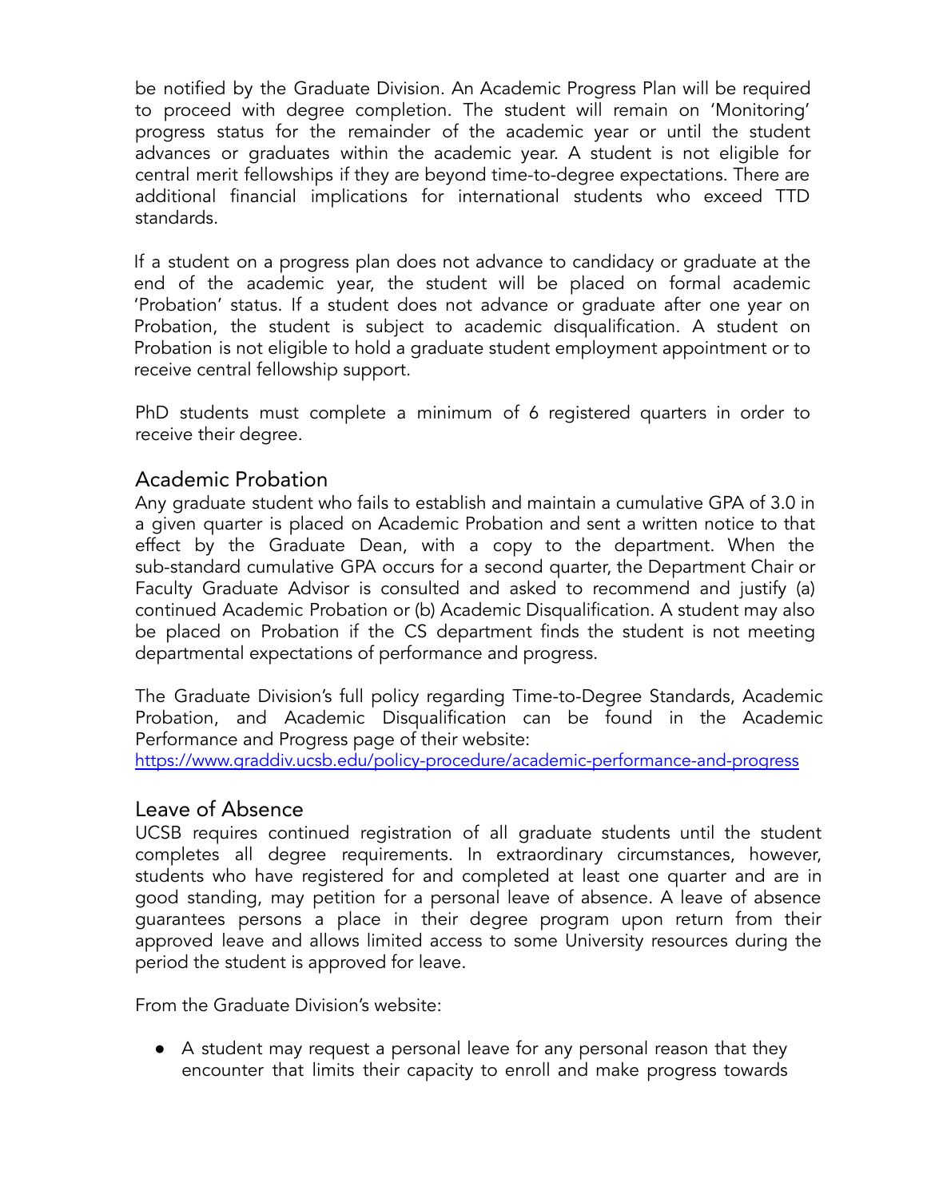be notified by the Graduate Division. An Academic Progress Plan will be required to proceed with degree completion. The student will remain on 'Monitoring' progress status for the remainder of the academic year or until the student advances or graduates within the academic year. A student is not eligible for central merit fellowships if they are beyond time-to-degree expectations. There are additional financial implications for international students who exceed TTD standards.

If a student on a progress plan does not advance to candidacy or graduate at the end of the academic year, the student will be placed on formal academic 'Probation' status. If a student does not advance or graduate after one year on Probation, the student is subject to academic disqualification. A student on Probation is not eligible to hold a graduate student employment appointment or to receive central fellowship support.

PhD students must complete a minimum of 6 registered quarters in order to receive their degree.

## Academic Probation

Any graduate student who fails to establish and maintain a cumulative GPA of 3.0 in a given quarter is placed on Academic Probation and sent a written notice to that effect by the Graduate Dean, with a copy to the department. When the sub-standard cumulative GPA occurs for a second quarter, the Department Chair or Faculty Graduate Advisor is consulted and asked to recommend and justify (a) continued Academic Probation or (b) Academic Disqualification. A student may also be placed on Probation if the CS department finds the student is not meeting departmental expectations of performance and progress.

The Graduate Division's full policy regarding Time-to-Degree Standards, Academic Probation, and Academic Disqualification can be found in the Academic Performance and Progress page of their website:
[https://www.graddiv.ucsb.edu/policy-procedure/academic-performance-and-progress](https://www.graddiv.ucsb.edu/policy-procedure/academic-performance-and-progress)

## Leave of Absence

UCSB requires continued registration of all graduate students until the student completes all degree requirements. In extraordinary circumstances, however, students who have registered for and completed at least one quarter and are in good standing, may petition for a personal leave of absence. A leave of absence guarantees persons a place in their degree program upon return from their approved leave and allows limited access to some University resources during the period the student is approved for leave.

From the Graduate Division's website:

- A student may request a personal leave for any personal reason that they encounter that limits their capacity to enroll and make progress towards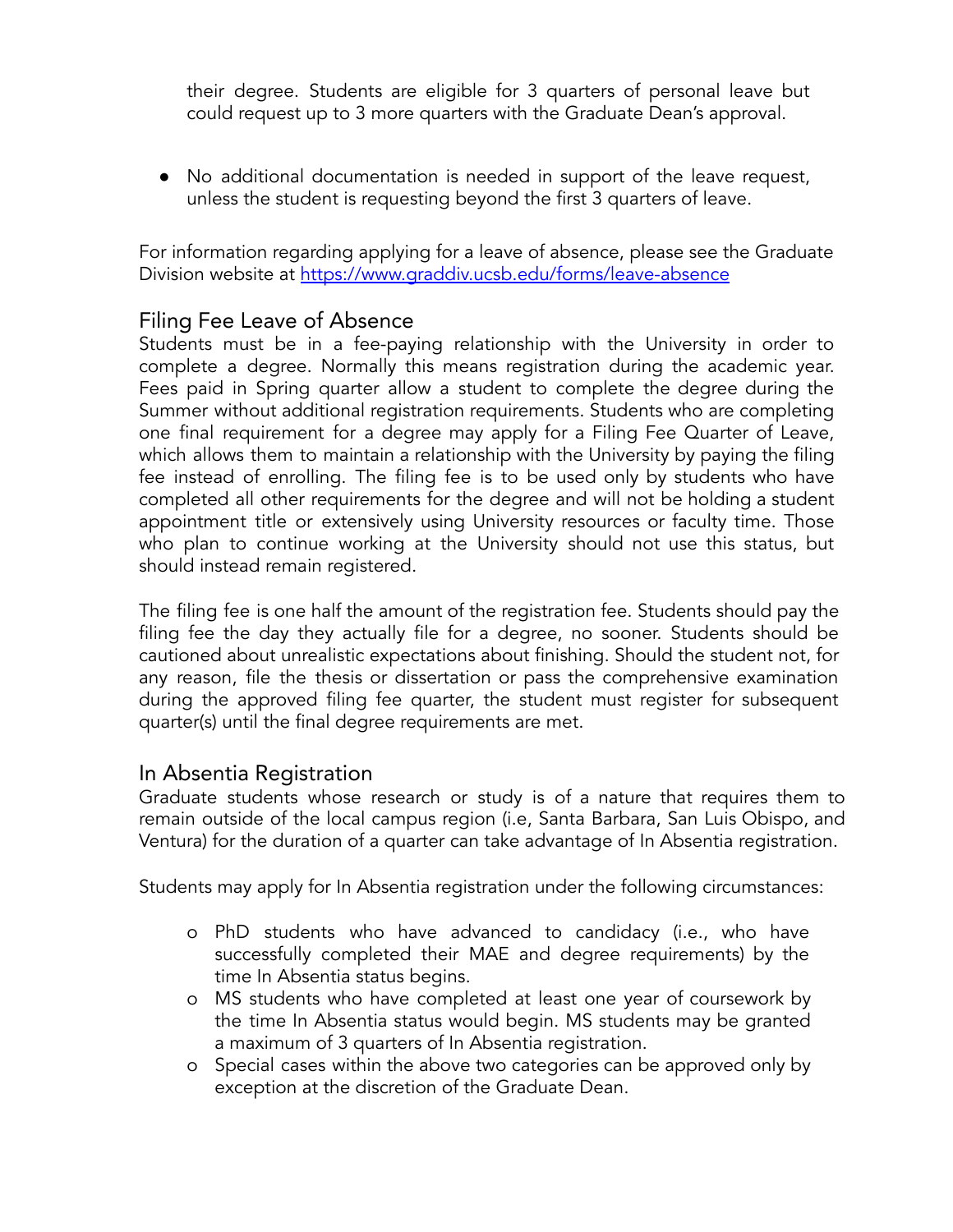their degree. Students are eligible for 3 quarters of personal leave but could request up to 3 more quarters with the Graduate Dean's approval.

- No additional documentation is needed in support of the leave request, unless the student is requesting beyond the first 3 quarters of leave.

For information regarding applying for a leave of absence, please see the Graduate Division website at https://www.graddiv.ucsb.edu/forms/leave-absence

## Filing Fee Leave of Absence

Students must be in a fee-paying relationship with the University in order to complete a degree. Normally this means registration during the academic year. Fees paid in Spring quarter allow a student to complete the degree during the Summer without additional registration requirements. Students who are completing one final requirement for a degree may apply for a Filing Fee Quarter of Leave, which allows them to maintain a relationship with the University by paying the filing fee instead of enrolling. The filing fee is to be used only by students who have completed all other requirements for the degree and will not be holding a student appointment title or extensively using University resources or faculty time. Those who plan to continue working at the University should not use this status, but should instead remain registered.

The filing fee is one half the amount of the registration fee. Students should pay the filing fee the day they actually file for a degree, no sooner. Students should be cautioned about unrealistic expectations about finishing. Should the student not, for any reason, file the thesis or dissertation or pass the comprehensive examination during the approved filing fee quarter, the student must register for subsequent quarter(s) until the final degree requirements are met.

## In Absentia Registration

Graduate students whose research or study is of a nature that requires them to remain outside of the local campus region (i.e, Santa Barbara, San Luis Obispo, and Ventura) for the duration of a quarter can take advantage of In Absentia registration.

Students may apply for In Absentia registration under the following circumstances:

- PhD students who have advanced to candidacy (i.e., who have successfully completed their MAE and degree requirements) by the time In Absentia status begins.
- MS students who have completed at least one year of coursework by the time In Absentia status would begin. MS students may be granted a maximum of 3 quarters of In Absentia registration.
- Special cases within the above two categories can be approved only by exception at the discretion of the Graduate Dean.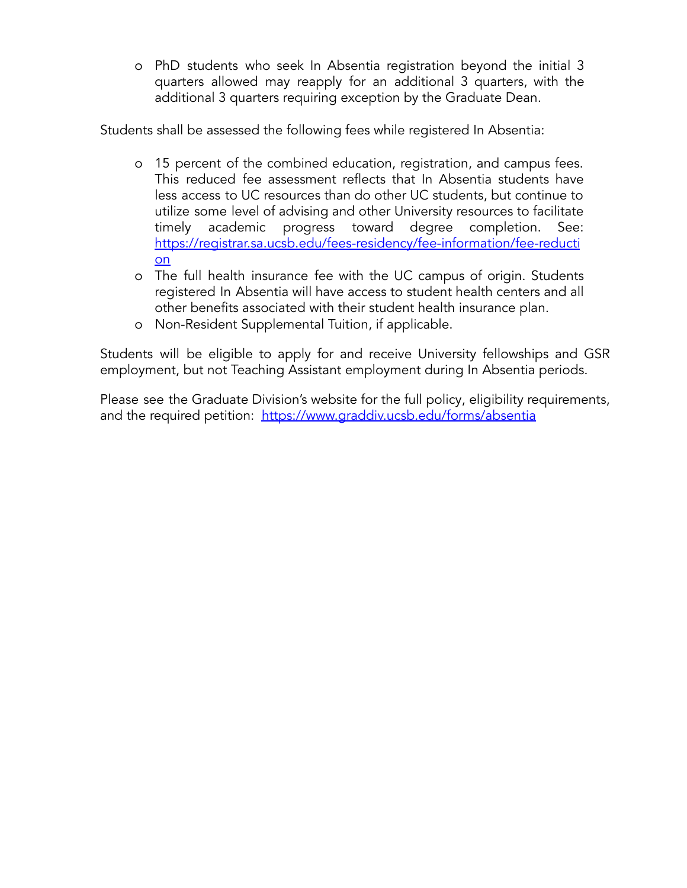- PhD students who seek In Absentia registration beyond the initial 3 quarters allowed may reapply for an additional 3 quarters, with the additional 3 quarters requiring exception by the Graduate Dean.

Students shall be assessed the following fees while registered In Absentia:

- 15 percent of the combined education, registration, and campus fees. This reduced fee assessment reflects that In Absentia students have less access to UC resources than do other UC students, but continue to utilize some level of advising and other University resources to facilitate timely academic progress toward degree completion. See: [https://registrar.sa.ucsb.edu/fees-residency/fee-information/fee-reduction](https://registrar.sa.ucsb.edu/fees-residency/fee-information/fee-reduction)
- The full health insurance fee with the UC campus of origin. Students registered In Absentia will have access to student health centers and all other benefits associated with their student health insurance plan.
- Non-Resident Supplemental Tuition, if applicable.

Students will be eligible to apply for and receive University fellowships and GSR employment, but not Teaching Assistant employment during In Absentia periods.

Please see the Graduate Division's website for the full policy, eligibility requirements, and the required petition: [https://www.graddiv.ucsb.edu/forms/absentia](https://www.graddiv.ucsb.edu/forms/absentia)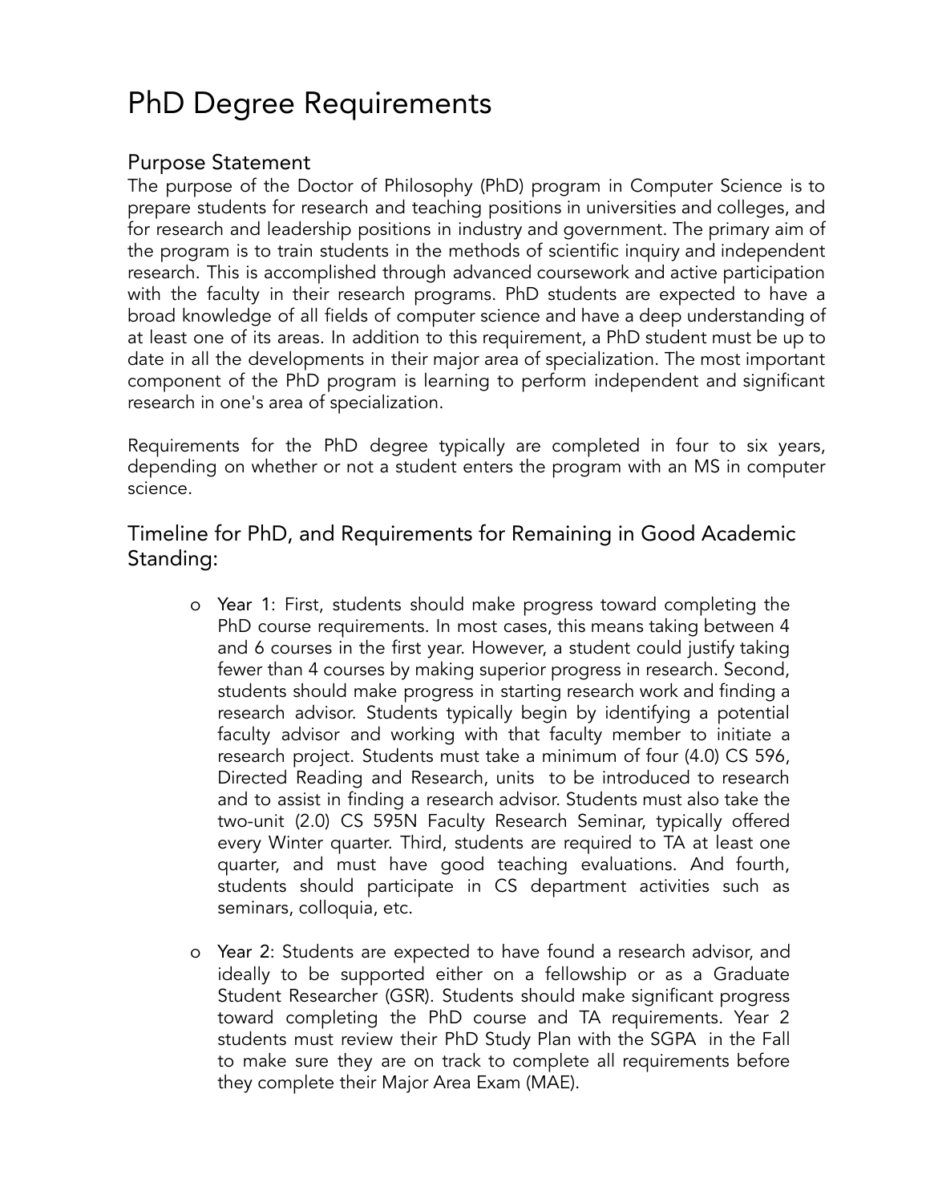# PhD Degree Requirements

## Purpose Statement

The purpose of the Doctor of Philosophy (PhD) program in Computer Science is to prepare students for research and teaching positions in universities and colleges, and for research and leadership positions in industry and government. The primary aim of the program is to train students in the methods of scientific inquiry and independent research. This is accomplished through advanced coursework and active participation with the faculty in their research programs. PhD students are expected to have a broad knowledge of all fields of computer science and have a deep understanding of at least one of its areas. In addition to this requirement, a PhD student must be up to date in all the developments in their major area of specialization. The most important component of the PhD program is learning to perform independent and significant research in one's area of specialization.

Requirements for the PhD degree typically are completed in four to six years, depending on whether or not a student enters the program with an MS in computer science.

## Timeline for PhD, and Requirements for Remaining in Good Academic Standing:

- Year 1: First, students should make progress toward completing the PhD course requirements. In most cases, this means taking between 4 and 6 courses in the first year. However, a student could justify taking fewer than 4 courses by making superior progress in research. Second, students should make progress in starting research work and finding a research advisor. Students typically begin by identifying a potential faculty advisor and working with that faculty member to initiate a research project. Students must take a minimum of four (4.0) CS 596, Directed Reading and Research, units to be introduced to research and to assist in finding a research advisor. Students must also take the two-unit (2.0) CS 595N Faculty Research Seminar, typically offered every Winter quarter. Third, students are required to TA at least one quarter, and must have good teaching evaluations. And fourth, students should participate in CS department activities such as seminars, colloquia, etc.

- Year 2: Students are expected to have found a research advisor, and ideally to be supported either on a fellowship or as a Graduate Student Researcher (GSR). Students should make significant progress toward completing the PhD course and TA requirements. Year 2 students must review their PhD Study Plan with the SGPA in the Fall to make sure they are on track to complete all requirements before they complete their Major Area Exam (MAE).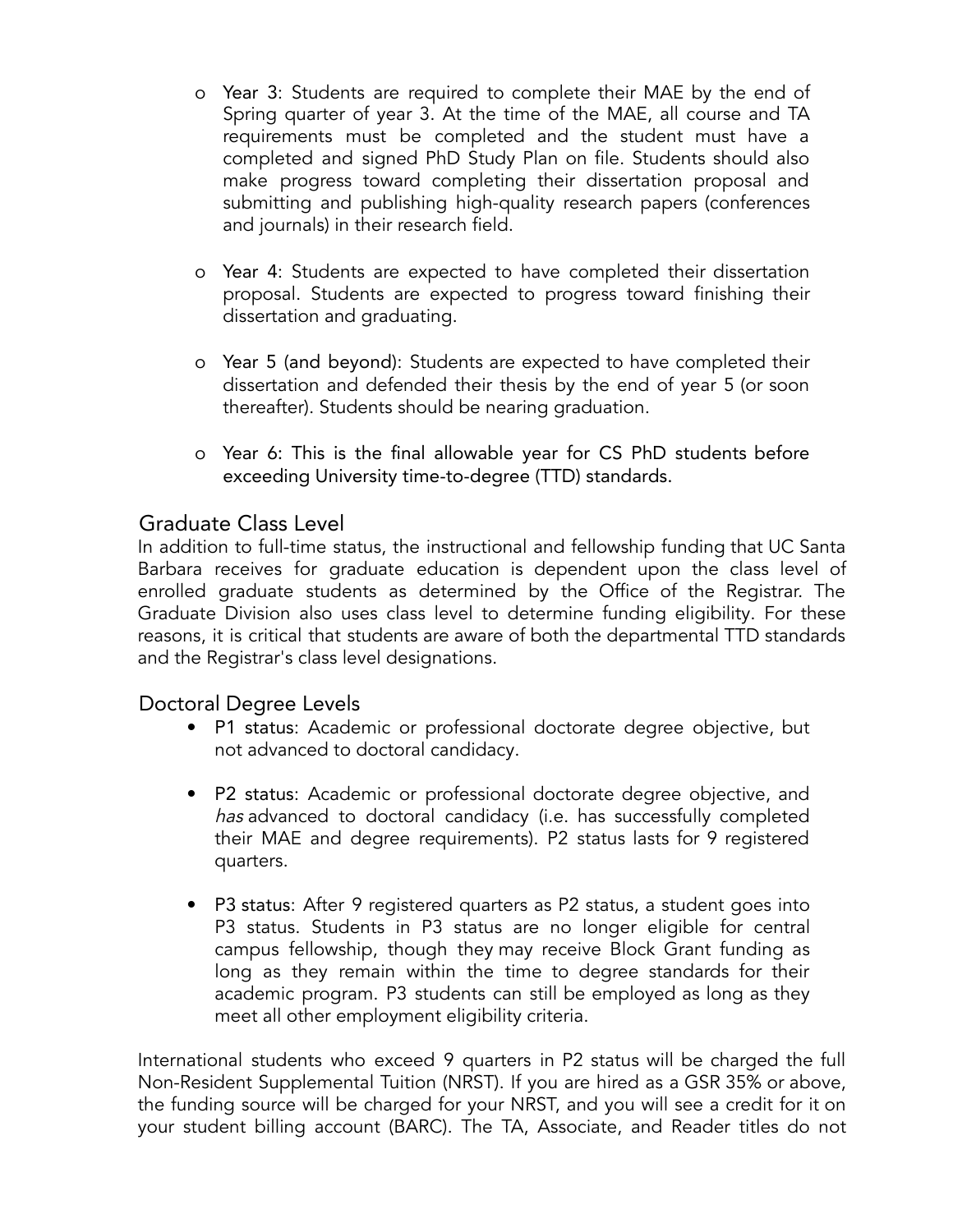- Year 3: Students are required to complete their MAE by the end of Spring quarter of year 3. At the time of the MAE, all course and TA requirements must be completed and the student must have a completed and signed PhD Study Plan on file. Students should also make progress toward completing their dissertation proposal and submitting and publishing high-quality research papers (conferences and journals) in their research field.

- Year 4: Students are expected to have completed their dissertation proposal. Students are expected to progress toward finishing their dissertation and graduating.

- Year 5 (and beyond): Students are expected to have completed their dissertation and defended their thesis by the end of year 5 (or soon thereafter). Students should be nearing graduation.

- Year 6: This is the final allowable year for CS PhD students before exceeding University time-to-degree (TTD) standards.

## Graduate Class Level

In addition to full-time status, the instructional and fellowship funding that UC Santa Barbara receives for graduate education is dependent upon the class level of enrolled graduate students as determined by the Office of the Registrar. The Graduate Division also uses class level to determine funding eligibility. For these reasons, it is critical that students are aware of both the departmental TTD standards and the Registrar's class level designations.

## Doctoral Degree Levels

- P1 status: Academic or professional doctorate degree objective, but not advanced to doctoral candidacy.

- P2 status: Academic or professional doctorate degree objective, and *has* advanced to doctoral candidacy (i.e. has successfully completed their MAE and degree requirements). P2 status lasts for 9 registered quarters.

- P3 status: After 9 registered quarters as P2 status, a student goes into P3 status. Students in P3 status are no longer eligible for central campus fellowship, though they may receive Block Grant funding as long as they remain within the time to degree standards for their academic program. P3 students can still be employed as long as they meet all other employment eligibility criteria.

International students who exceed 9 quarters in P2 status will be charged the full Non-Resident Supplemental Tuition (NRST). If you are hired as a GSR 35% or above, the funding source will be charged for your NRST, and you will see a credit for it on your student billing account (BARC). The TA, Associate, and Reader titles do not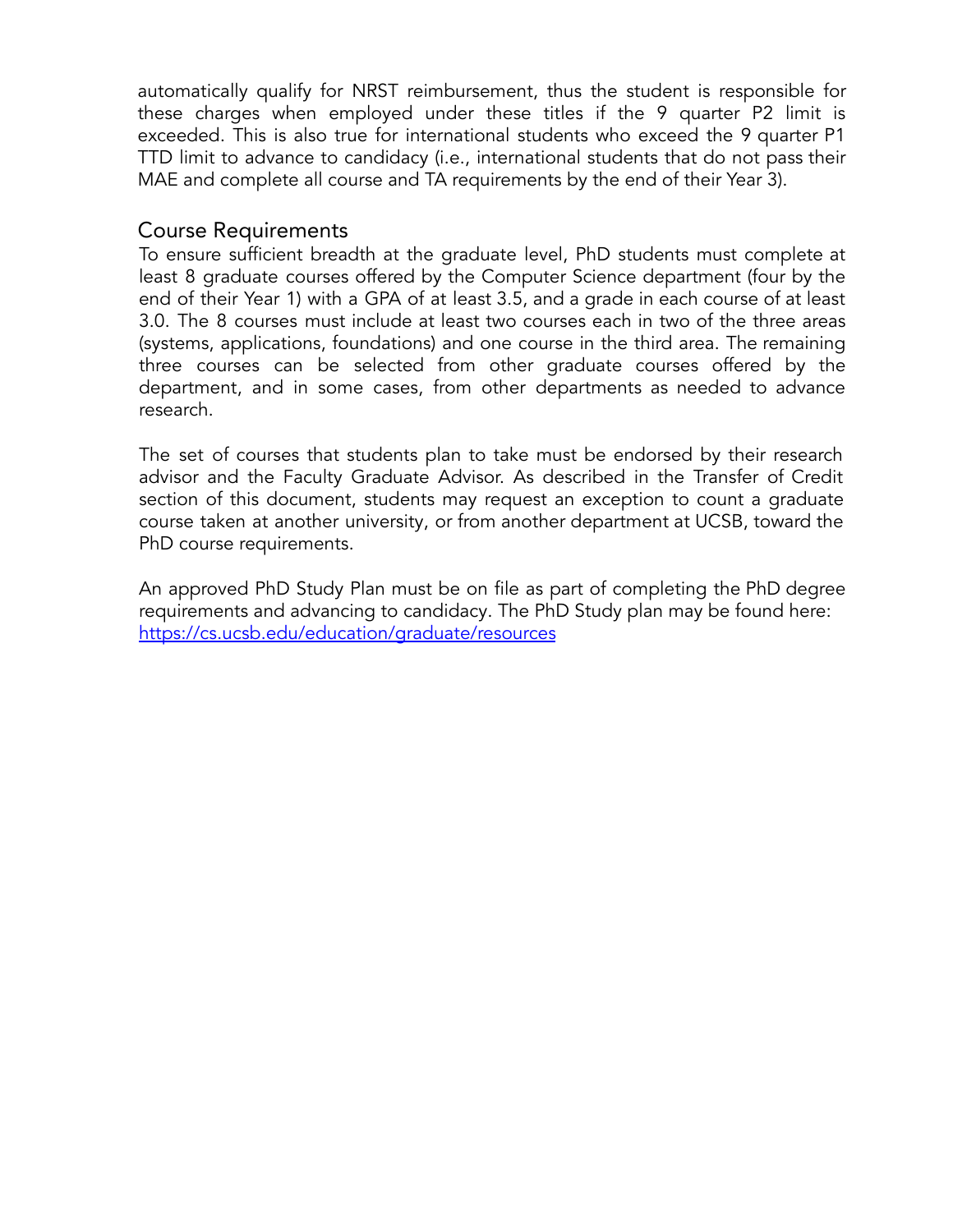automatically qualify for NRST reimbursement, thus the student is responsible for these charges when employed under these titles if the 9 quarter P2 limit is exceeded. This is also true for international students who exceed the 9 quarter P1 TTD limit to advance to candidacy (i.e., international students that do not pass their MAE and complete all course and TA requirements by the end of their Year 3).

## Course Requirements

To ensure sufficient breadth at the graduate level, PhD students must complete at least 8 graduate courses offered by the Computer Science department (four by the end of their Year 1) with a GPA of at least 3.5, and a grade in each course of at least 3.0. The 8 courses must include at least two courses each in two of the three areas (systems, applications, foundations) and one course in the third area. The remaining three courses can be selected from other graduate courses offered by the department, and in some cases, from other departments as needed to advance research.

The set of courses that students plan to take must be endorsed by their research advisor and the Faculty Graduate Advisor. As described in the Transfer of Credit section of this document, students may request an exception to count a graduate course taken at another university, or from another department at UCSB, toward the PhD course requirements.

An approved PhD Study Plan must be on file as part of completing the PhD degree requirements and advancing to candidacy. The PhD Study plan may be found here: [https://cs.ucsb.edu/education/graduate/resources](https://cs.ucsb.edu/education/graduate/resources)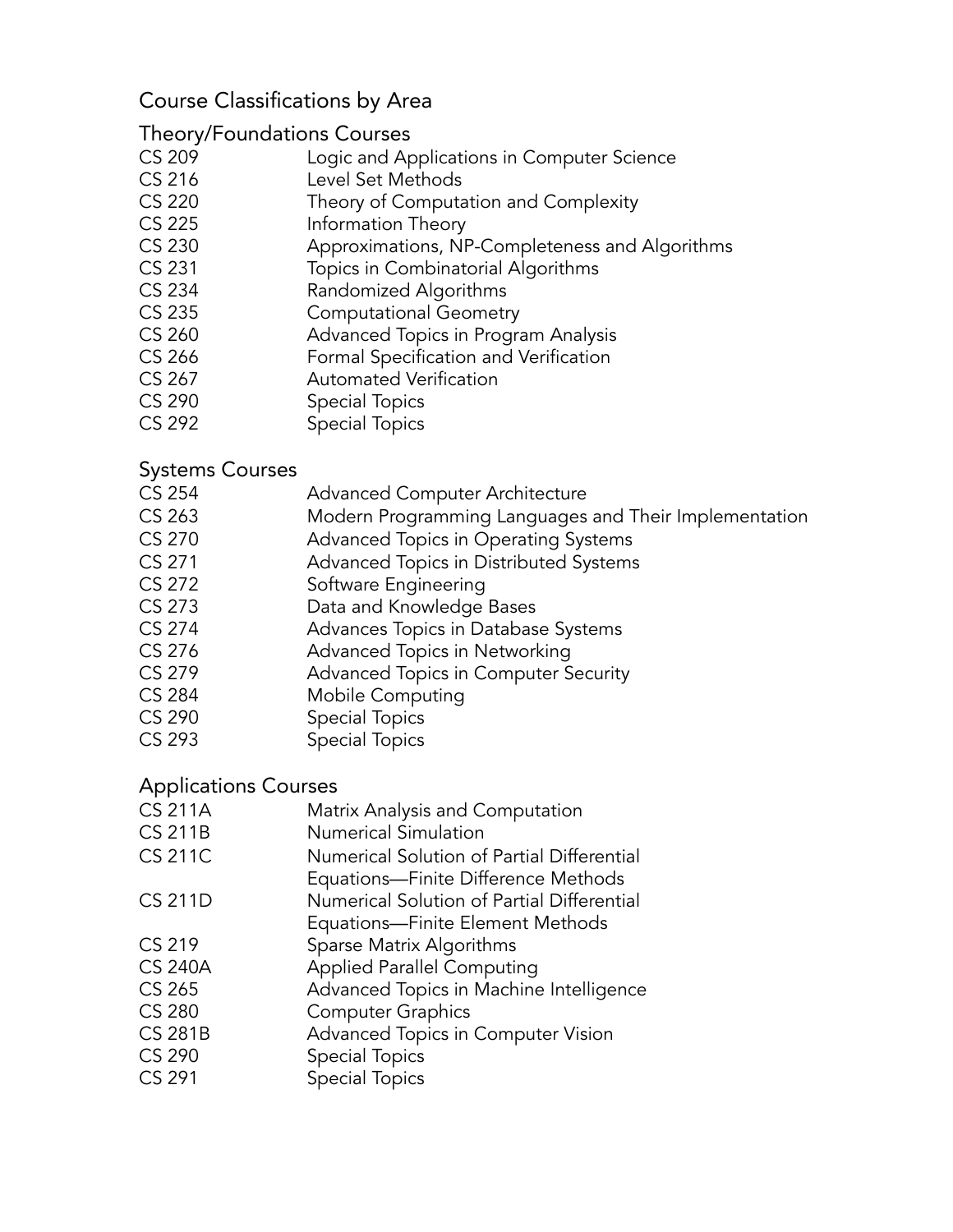# Course Classifications by Area

## Theory/Foundations Courses

| | |
|---|---|
| CS 209 | Logic and Applications in Computer Science |
| CS 216 | Level Set Methods |
| CS 220 | Theory of Computation and Complexity |
| CS 225 | Information Theory |
| CS 230 | Approximations, NP-Completeness and Algorithms |
| CS 231 | Topics in Combinatorial Algorithms |
| CS 234 | Randomized Algorithms |
| CS 235 | Computational Geometry |
| CS 260 | Advanced Topics in Program Analysis |
| CS 266 | Formal Specification and Verification |
| CS 267 | Automated Verification |
| CS 290 | Special Topics |
| CS 292 | Special Topics |

## Systems Courses

| | |
|---|---|
| CS 254 | Advanced Computer Architecture |
| CS 263 | Modern Programming Languages and Their Implementation |
| CS 270 | Advanced Topics in Operating Systems |
| CS 271 | Advanced Topics in Distributed Systems |
| CS 272 | Software Engineering |
| CS 273 | Data and Knowledge Bases |
| CS 274 | Advances Topics in Database Systems |
| CS 276 | Advanced Topics in Networking |
| CS 279 | Advanced Topics in Computer Security |
| CS 284 | Mobile Computing |
| CS 290 | Special Topics |
| CS 293 | Special Topics |

## Applications Courses

| | |
|---|---|
| CS 211A | Matrix Analysis and Computation |
| CS 211B | Numerical Simulation |
| CS 211C | Numerical Solution of Partial Differential Equations—Finite Difference Methods |
| CS 211D | Numerical Solution of Partial Differential Equations—Finite Element Methods |
| CS 219 | Sparse Matrix Algorithms |
| CS 240A | Applied Parallel Computing |
| CS 265 | Advanced Topics in Machine Intelligence |
| CS 280 | Computer Graphics |
| CS 281B | Advanced Topics in Computer Vision |
| CS 290 | Special Topics |
| CS 291 | Special Topics |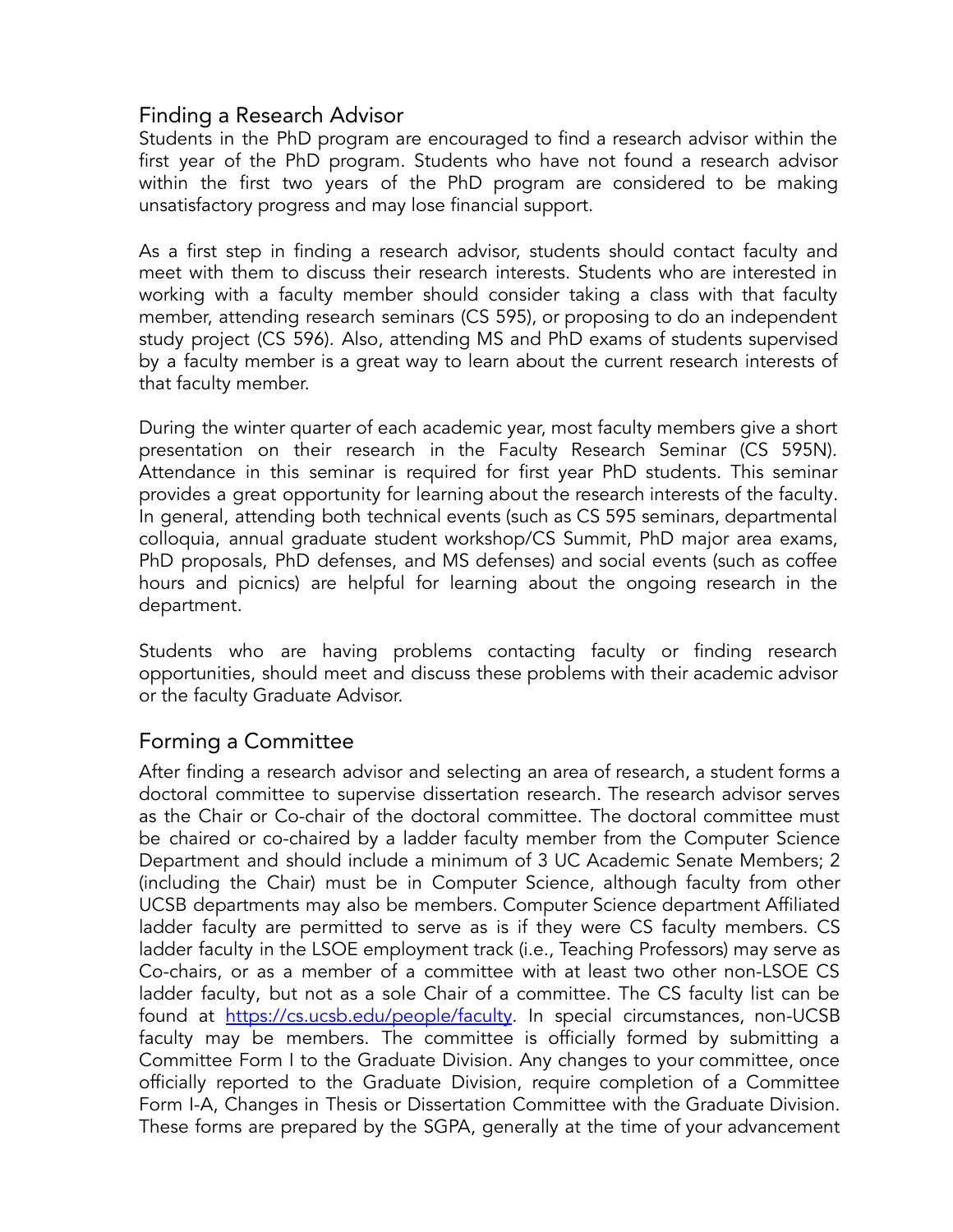## Finding a Research Advisor

Students in the PhD program are encouraged to find a research advisor within the first year of the PhD program. Students who have not found a research advisor within the first two years of the PhD program are considered to be making unsatisfactory progress and may lose financial support.

As a first step in finding a research advisor, students should contact faculty and meet with them to discuss their research interests. Students who are interested in working with a faculty member should consider taking a class with that faculty member, attending research seminars (CS 595), or proposing to do an independent study project (CS 596). Also, attending MS and PhD exams of students supervised by a faculty member is a great way to learn about the current research interests of that faculty member.

During the winter quarter of each academic year, most faculty members give a short presentation on their research in the Faculty Research Seminar (CS 595N). Attendance in this seminar is required for first year PhD students. This seminar provides a great opportunity for learning about the research interests of the faculty. In general, attending both technical events (such as CS 595 seminars, departmental colloquia, annual graduate student workshop/CS Summit, PhD major area exams, PhD proposals, PhD defenses, and MS defenses) and social events (such as coffee hours and picnics) are helpful for learning about the ongoing research in the department.

Students who are having problems contacting faculty or finding research opportunities, should meet and discuss these problems with their academic advisor or the faculty Graduate Advisor.

## Forming a Committee

After finding a research advisor and selecting an area of research, a student forms a doctoral committee to supervise dissertation research. The research advisor serves as the Chair or Co-chair of the doctoral committee. The doctoral committee must be chaired or co-chaired by a ladder faculty member from the Computer Science Department and should include a minimum of 3 UC Academic Senate Members; 2 (including the Chair) must be in Computer Science, although faculty from other UCSB departments may also be members. Computer Science department Affiliated ladder faculty are permitted to serve as is if they were CS faculty members. CS ladder faculty in the LSOE employment track (i.e., Teaching Professors) may serve as Co-chairs, or as a member of a committee with at least two other non-LSOE CS ladder faculty, but not as a sole Chair of a committee. The CS faculty list can be found at [https://cs.ucsb.edu/people/faculty](https://cs.ucsb.edu/people/faculty). In special circumstances, non-UCSB faculty may be members. The committee is officially formed by submitting a Committee Form I to the Graduate Division. Any changes to your committee, once officially reported to the Graduate Division, require completion of a Committee Form I-A, Changes in Thesis or Dissertation Committee with the Graduate Division. These forms are prepared by the SGPA, generally at the time of your advancement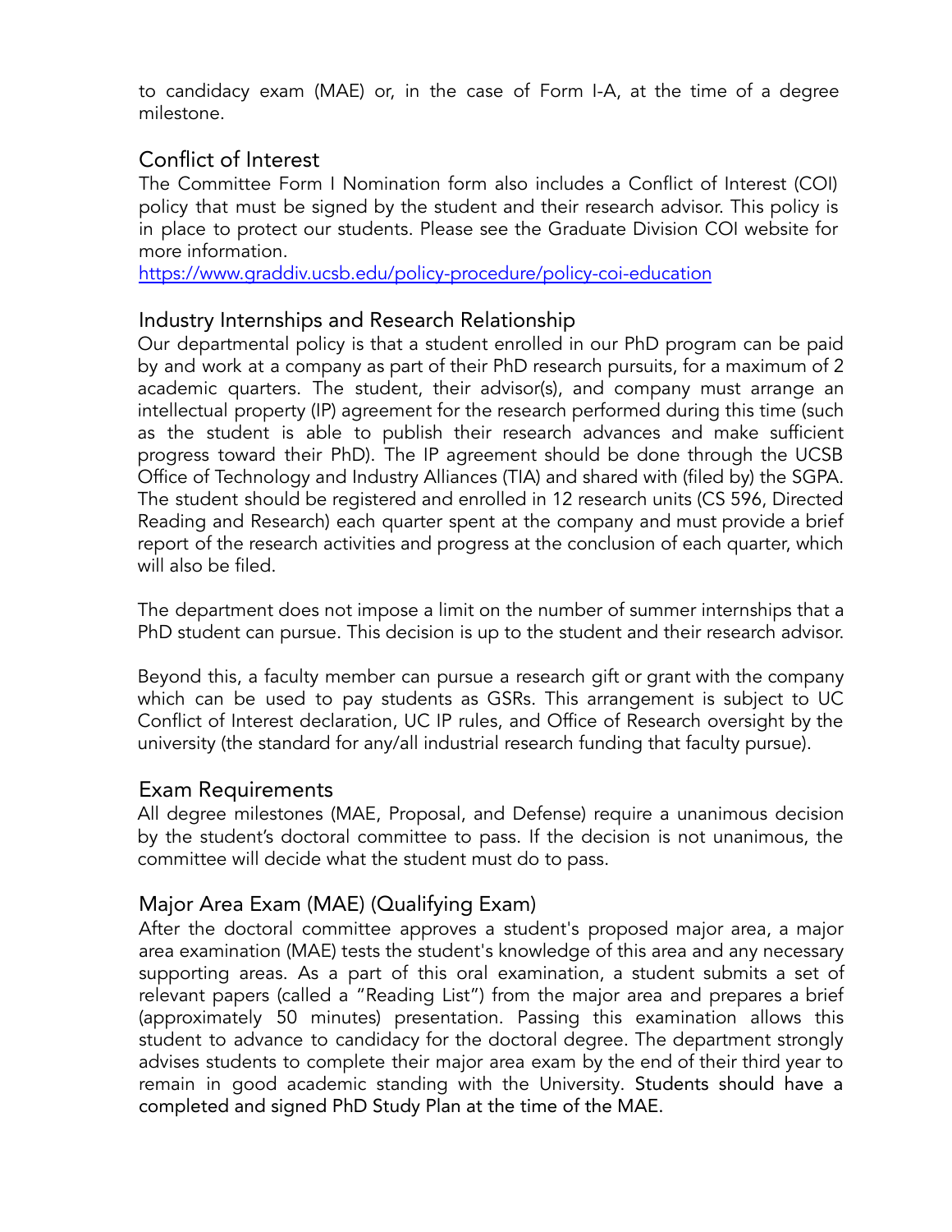to candidacy exam (MAE) or, in the case of Form I-A, at the time of a degree milestone.

## Conflict of Interest

The Committee Form I Nomination form also includes a Conflict of Interest (COI) policy that must be signed by the student and their research advisor. This policy is in place to protect our students. Please see the Graduate Division COI website for more information.
https://www.graddiv.ucsb.edu/policy-procedure/policy-coi-education

## Industry Internships and Research Relationship

Our departmental policy is that a student enrolled in our PhD program can be paid by and work at a company as part of their PhD research pursuits, for a maximum of 2 academic quarters. The student, their advisor(s), and company must arrange an intellectual property (IP) agreement for the research performed during this time (such as the student is able to publish their research advances and make sufficient progress toward their PhD). The IP agreement should be done through the UCSB Office of Technology and Industry Alliances (TIA) and shared with (filed by) the SGPA. The student should be registered and enrolled in 12 research units (CS 596, Directed Reading and Research) each quarter spent at the company and must provide a brief report of the research activities and progress at the conclusion of each quarter, which will also be filed.

The department does not impose a limit on the number of summer internships that a PhD student can pursue. This decision is up to the student and their research advisor.

Beyond this, a faculty member can pursue a research gift or grant with the company which can be used to pay students as GSRs. This arrangement is subject to UC Conflict of Interest declaration, UC IP rules, and Office of Research oversight by the university (the standard for any/all industrial research funding that faculty pursue).

## Exam Requirements

All degree milestones (MAE, Proposal, and Defense) require a unanimous decision by the student's doctoral committee to pass. If the decision is not unanimous, the committee will decide what the student must do to pass.

## Major Area Exam (MAE) (Qualifying Exam)

After the doctoral committee approves a student's proposed major area, a major area examination (MAE) tests the student's knowledge of this area and any necessary supporting areas. As a part of this oral examination, a student submits a set of relevant papers (called a "Reading List") from the major area and prepares a brief (approximately 50 minutes) presentation. Passing this examination allows this student to advance to candidacy for the doctoral degree. The department strongly advises students to complete their major area exam by the end of their third year to remain in good academic standing with the University. Students should have a completed and signed PhD Study Plan at the time of the MAE.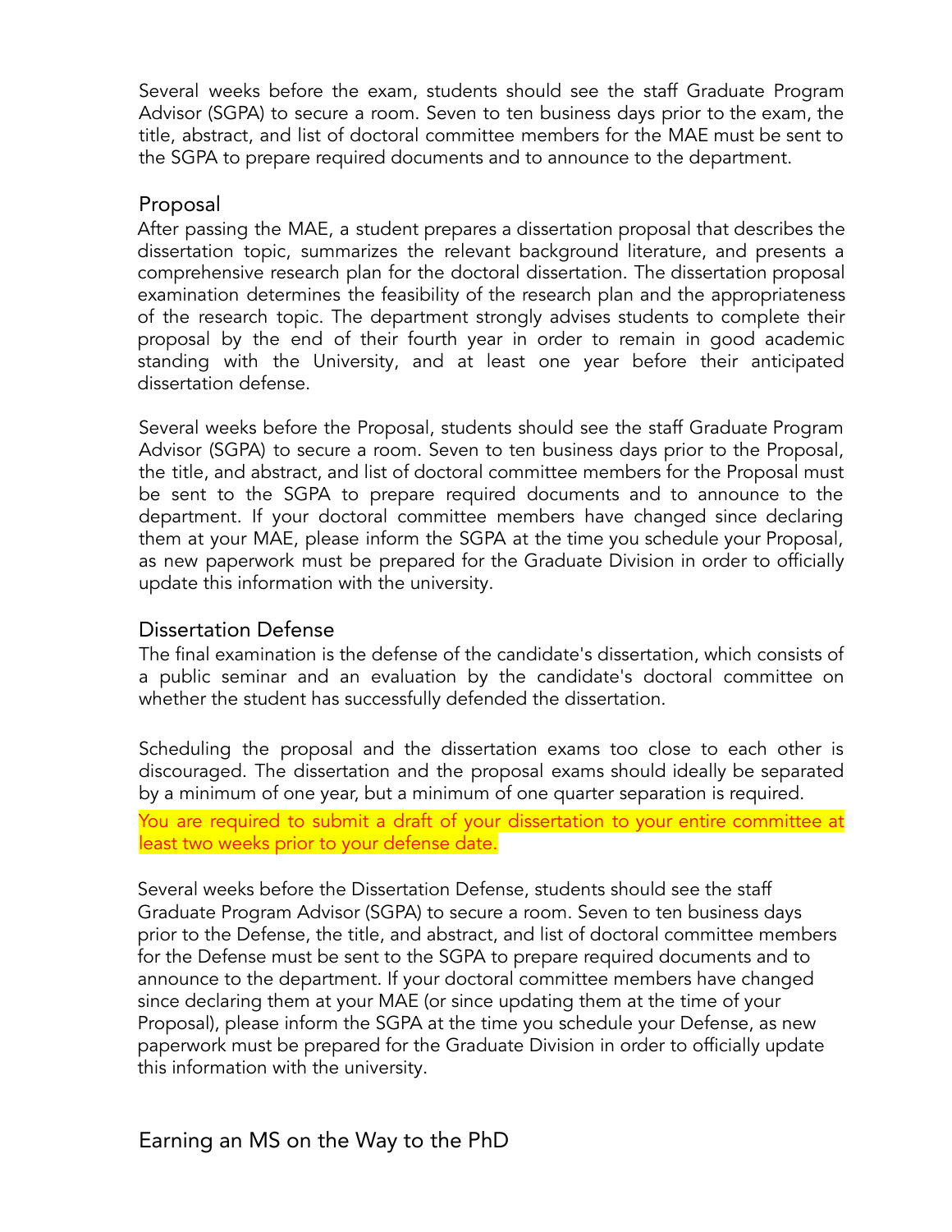Several weeks before the exam, students should see the staff Graduate Program Advisor (SGPA) to secure a room. Seven to ten business days prior to the exam, the title, abstract, and list of doctoral committee members for the MAE must be sent to the SGPA to prepare required documents and to announce to the department.

## Proposal

After passing the MAE, a student prepares a dissertation proposal that describes the dissertation topic, summarizes the relevant background literature, and presents a comprehensive research plan for the doctoral dissertation. The dissertation proposal examination determines the feasibility of the research plan and the appropriateness of the research topic. The department strongly advises students to complete their proposal by the end of their fourth year in order to remain in good academic standing with the University, and at least one year before their anticipated dissertation defense.

Several weeks before the Proposal, students should see the staff Graduate Program Advisor (SGPA) to secure a room. Seven to ten business days prior to the Proposal, the title, and abstract, and list of doctoral committee members for the Proposal must be sent to the SGPA to prepare required documents and to announce to the department. If your doctoral committee members have changed since declaring them at your MAE, please inform the SGPA at the time you schedule your Proposal, as new paperwork must be prepared for the Graduate Division in order to officially update this information with the university.

## Dissertation Defense

The final examination is the defense of the candidate's dissertation, which consists of a public seminar and an evaluation by the candidate's doctoral committee on whether the student has successfully defended the dissertation.

Scheduling the proposal and the dissertation exams too close to each other is discouraged. The dissertation and the proposal exams should ideally be separated by a minimum of one year, but a minimum of one quarter separation is required.

You are required to submit a draft of your dissertation to your entire committee at least two weeks prior to your defense date.

Several weeks before the Dissertation Defense, students should see the staff Graduate Program Advisor (SGPA) to secure a room. Seven to ten business days prior to the Defense, the title, and abstract, and list of doctoral committee members for the Defense must be sent to the SGPA to prepare required documents and to announce to the department. If your doctoral committee members have changed since declaring them at your MAE (or since updating them at the time of your Proposal), please inform the SGPA at the time you schedule your Defense, as new paperwork must be prepared for the Graduate Division in order to officially update this information with the university.

# Earning an MS on the Way to the PhD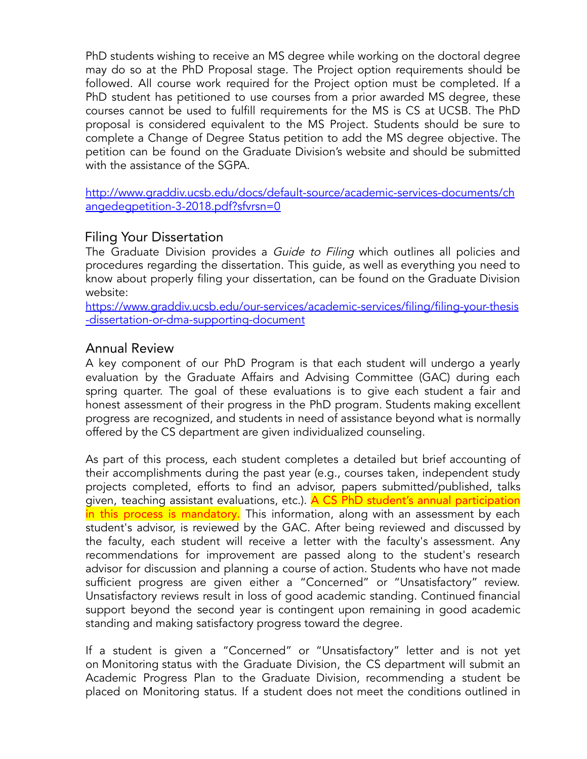PhD students wishing to receive an MS degree while working on the doctoral degree may do so at the PhD Proposal stage. The Project option requirements should be followed. All course work required for the Project option must be completed. If a PhD student has petitioned to use courses from a prior awarded MS degree, these courses cannot be used to fulfill requirements for the MS is CS at UCSB. The PhD proposal is considered equivalent to the MS Project. Students should be sure to complete a Change of Degree Status petition to add the MS degree objective. The petition can be found on the Graduate Division's website and should be submitted with the assistance of the SGPA.

http://www.graddiv.ucsb.edu/docs/default-source/academic-services-documents/changedegpetition-3-2018.pdf?sfvrsn=0

## Filing Your Dissertation

The Graduate Division provides a *Guide to Filing* which outlines all policies and procedures regarding the dissertation. This guide, as well as everything you need to know about properly filing your dissertation, can be found on the Graduate Division website:
https://www.graddiv.ucsb.edu/our-services/academic-services/filing/filing-your-thesis-dissertation-or-dma-supporting-document

## Annual Review

A key component of our PhD Program is that each student will undergo a yearly evaluation by the Graduate Affairs and Advising Committee (GAC) during each spring quarter. The goal of these evaluations is to give each student a fair and honest assessment of their progress in the PhD program. Students making excellent progress are recognized, and students in need of assistance beyond what is normally offered by the CS department are given individualized counseling.

As part of this process, each student completes a detailed but brief accounting of their accomplishments during the past year (e.g., courses taken, independent study projects completed, efforts to find an advisor, papers submitted/published, talks given, teaching assistant evaluations, etc.). A CS PhD student's annual participation in this process is mandatory. This information, along with an assessment by each student's advisor, is reviewed by the GAC. After being reviewed and discussed by the faculty, each student will receive a letter with the faculty's assessment. Any recommendations for improvement are passed along to the student's research advisor for discussion and planning a course of action. Students who have not made sufficient progress are given either a "Concerned" or "Unsatisfactory" review. Unsatisfactory reviews result in loss of good academic standing. Continued financial support beyond the second year is contingent upon remaining in good academic standing and making satisfactory progress toward the degree.

If a student is given a "Concerned" or "Unsatisfactory" letter and is not yet on Monitoring status with the Graduate Division, the CS department will submit an Academic Progress Plan to the Graduate Division, recommending a student be placed on Monitoring status. If a student does not meet the conditions outlined in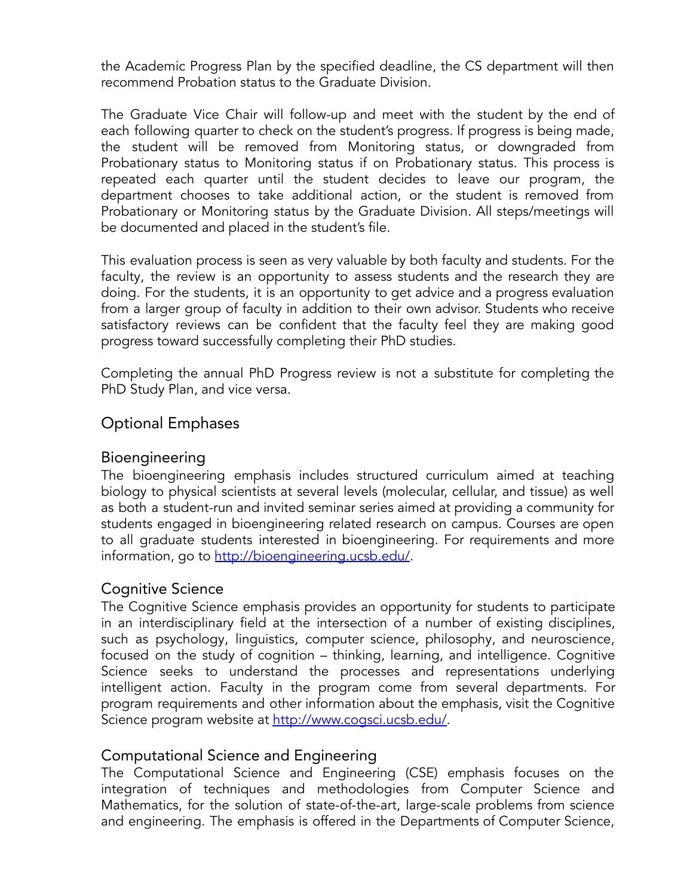the Academic Progress Plan by the specified deadline, the CS department will then recommend Probation status to the Graduate Division.

The Graduate Vice Chair will follow-up and meet with the student by the end of each following quarter to check on the student's progress. If progress is being made, the student will be removed from Monitoring status, or downgraded from Probationary status to Monitoring status if on Probationary status. This process is repeated each quarter until the student decides to leave our program, the department chooses to take additional action, or the student is removed from Probationary or Monitoring status by the Graduate Division. All steps/meetings will be documented and placed in the student's file.

This evaluation process is seen as very valuable by both faculty and students. For the faculty, the review is an opportunity to assess students and the research they are doing. For the students, it is an opportunity to get advice and a progress evaluation from a larger group of faculty in addition to their own advisor. Students who receive satisfactory reviews can be confident that the faculty feel they are making good progress toward successfully completing their PhD studies.

Completing the annual PhD Progress review is not a substitute for completing the PhD Study Plan, and vice versa.

## Optional Emphases

### Bioengineering

The bioengineering emphasis includes structured curriculum aimed at teaching biology to physical scientists at several levels (molecular, cellular, and tissue) as well as both a student-run and invited seminar series aimed at providing a community for students engaged in bioengineering related research on campus. Courses are open to all graduate students interested in bioengineering. For requirements and more information, go to [http://bioengineering.ucsb.edu/](http://bioengineering.ucsb.edu/).

### Cognitive Science

The Cognitive Science emphasis provides an opportunity for students to participate in an interdisciplinary field at the intersection of a number of existing disciplines, such as psychology, linguistics, computer science, philosophy, and neuroscience, focused on the study of cognition – thinking, learning, and intelligence. Cognitive Science seeks to understand the processes and representations underlying intelligent action. Faculty in the program come from several departments. For program requirements and other information about the emphasis, visit the Cognitive Science program website at [http://www.cogsci.ucsb.edu/](http://www.cogsci.ucsb.edu/).

### Computational Science and Engineering

The Computational Science and Engineering (CSE) emphasis focuses on the integration of techniques and methodologies from Computer Science and Mathematics, for the solution of state-of-the-art, large-scale problems from science and engineering. The emphasis is offered in the Departments of Computer Science,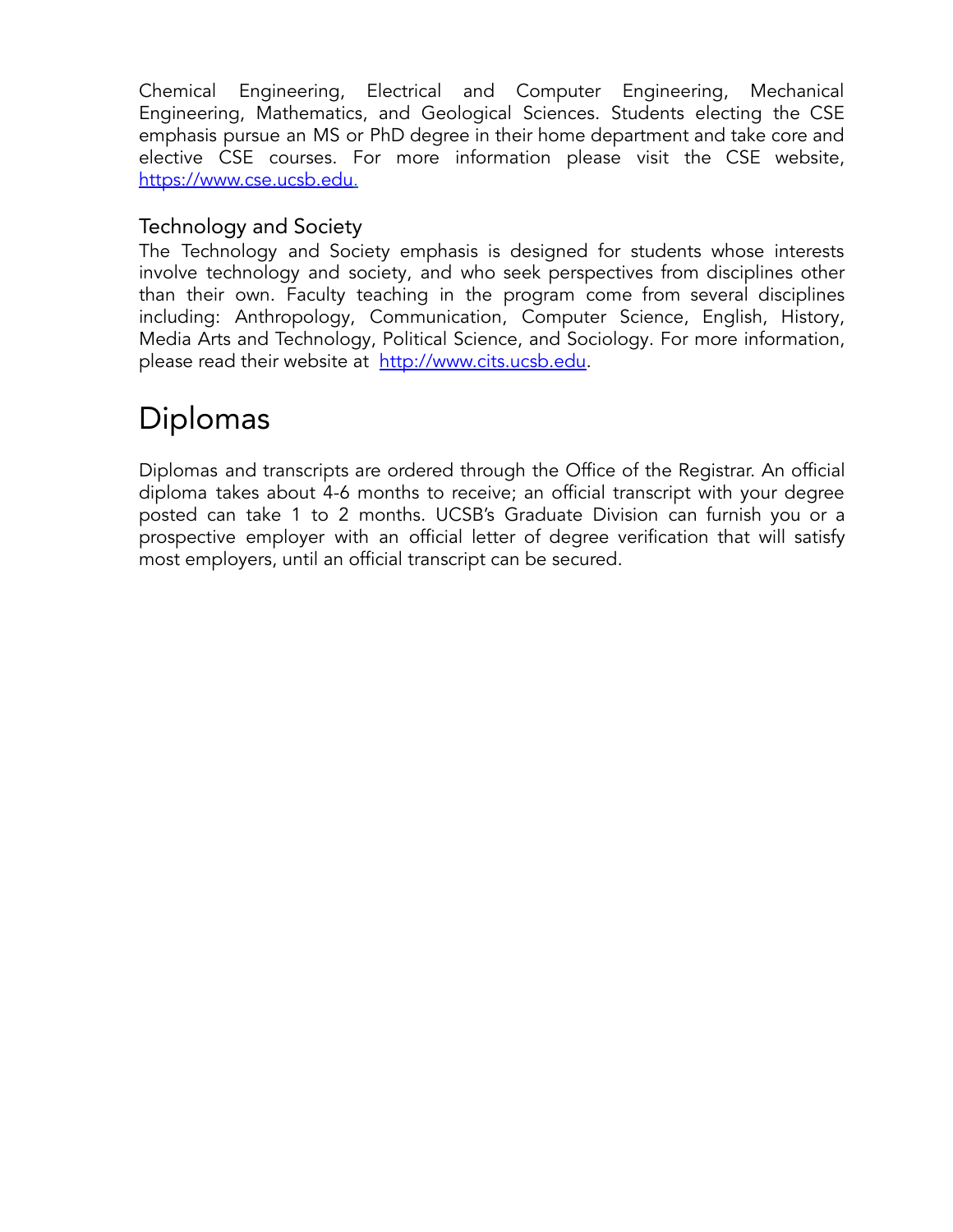Chemical Engineering, Electrical and Computer Engineering, Mechanical Engineering, Mathematics, and Geological Sciences. Students electing the CSE emphasis pursue an MS or PhD degree in their home department and take core and elective CSE courses. For more information please visit the CSE website, https://www.cse.ucsb.edu.

### Technology and Society

The Technology and Society emphasis is designed for students whose interests involve technology and society, and who seek perspectives from disciplines other than their own. Faculty teaching in the program come from several disciplines including: Anthropology, Communication, Computer Science, English, History, Media Arts and Technology, Political Science, and Sociology. For more information, please read their website at http://www.cits.ucsb.edu.

# Diplomas

Diplomas and transcripts are ordered through the Office of the Registrar. An official diploma takes about 4-6 months to receive; an official transcript with your degree posted can take 1 to 2 months. UCSB's Graduate Division can furnish you or a prospective employer with an official letter of degree verification that will satisfy most employers, until an official transcript can be secured.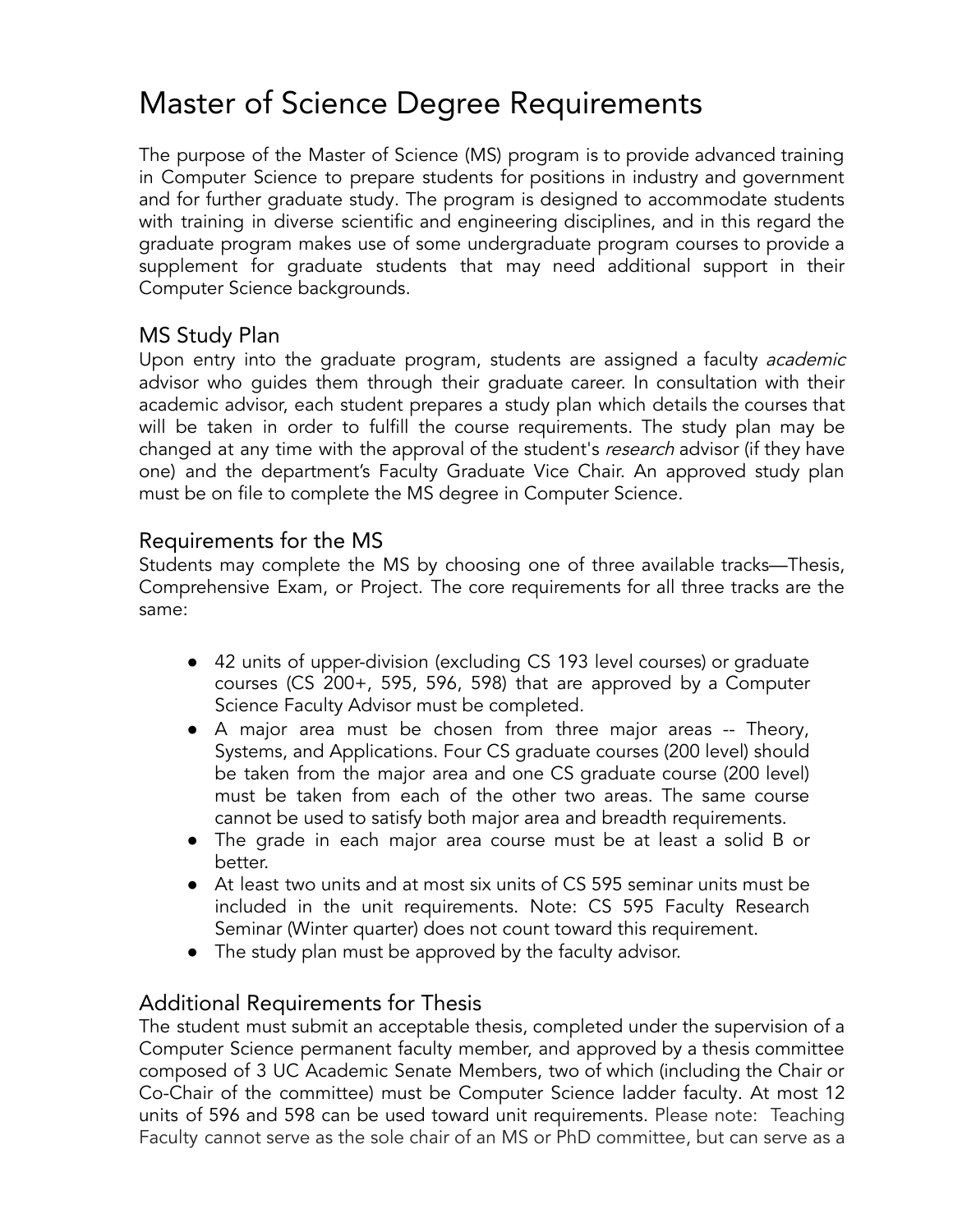# Master of Science Degree Requirements

The purpose of the Master of Science (MS) program is to provide advanced training in Computer Science to prepare students for positions in industry and government and for further graduate study. The program is designed to accommodate students with training in diverse scientific and engineering disciplines, and in this regard the graduate program makes use of some undergraduate program courses to provide a supplement for graduate students that may need additional support in their Computer Science backgrounds.

## MS Study Plan

Upon entry into the graduate program, students are assigned a faculty *academic* advisor who guides them through their graduate career. In consultation with their academic advisor, each student prepares a study plan which details the courses that will be taken in order to fulfill the course requirements. The study plan may be changed at any time with the approval of the student's *research* advisor (if they have one) and the department's Faculty Graduate Vice Chair. An approved study plan must be on file to complete the MS degree in Computer Science.

## Requirements for the MS

Students may complete the MS by choosing one of three available tracks—Thesis, Comprehensive Exam, or Project. The core requirements for all three tracks are the same:

- 42 units of upper-division (excluding CS 193 level courses) or graduate courses (CS 200+, 595, 596, 598) that are approved by a Computer Science Faculty Advisor must be completed.
- A major area must be chosen from three major areas -- Theory, Systems, and Applications. Four CS graduate courses (200 level) should be taken from the major area and one CS graduate course (200 level) must be taken from each of the other two areas. The same course cannot be used to satisfy both major area and breadth requirements.
- The grade in each major area course must be at least a solid B or better.
- At least two units and at most six units of CS 595 seminar units must be included in the unit requirements. Note: CS 595 Faculty Research Seminar (Winter quarter) does not count toward this requirement.
- The study plan must be approved by the faculty advisor.

## Additional Requirements for Thesis

The student must submit an acceptable thesis, completed under the supervision of a Computer Science permanent faculty member, and approved by a thesis committee composed of 3 UC Academic Senate Members, two of which (including the Chair or Co-Chair of the committee) must be Computer Science ladder faculty. At most 12 units of 596 and 598 can be used toward unit requirements. Please note: Teaching Faculty cannot serve as the sole chair of an MS or PhD committee, but can serve as a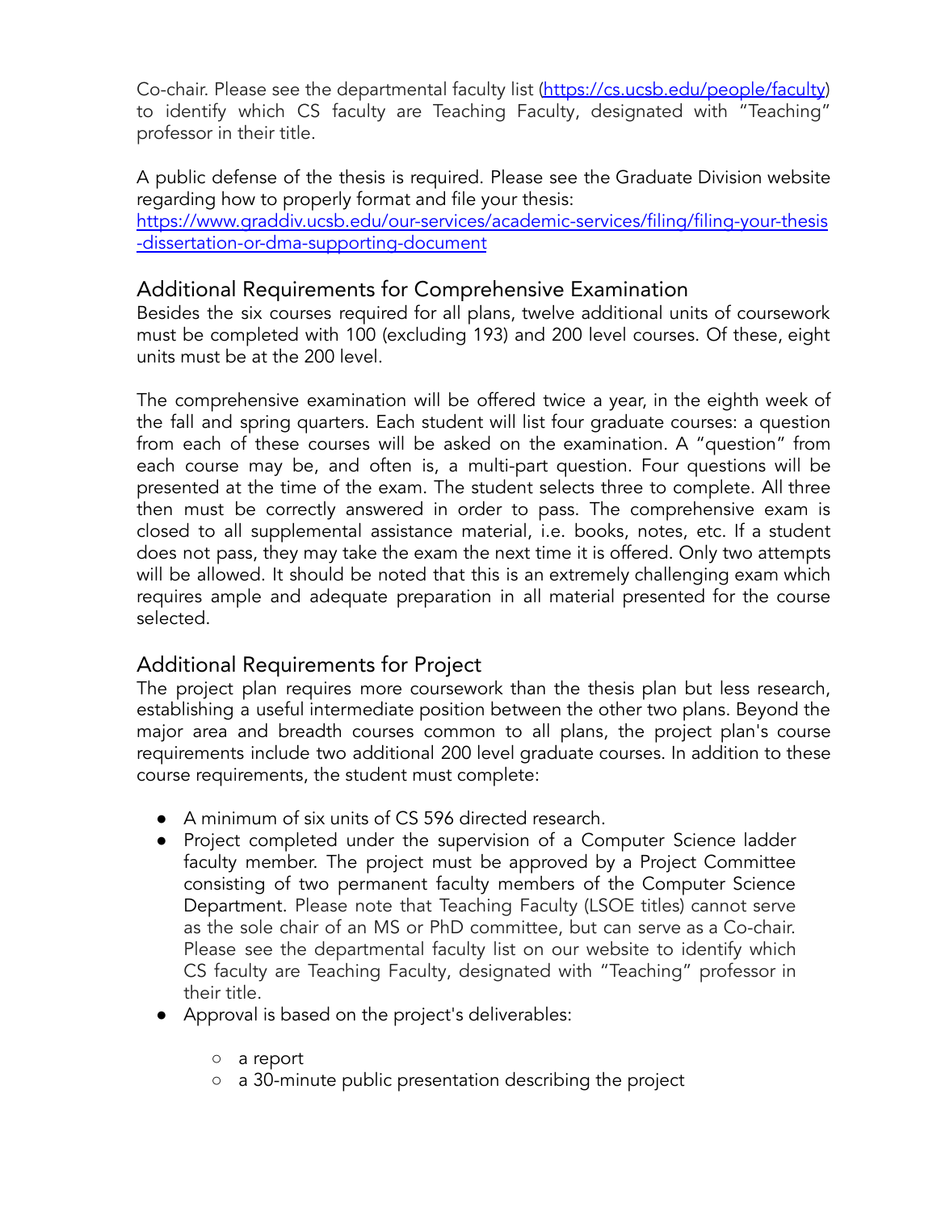Co-chair. Please see the departmental faculty list ([https://cs.ucsb.edu/people/faculty](https://cs.ucsb.edu/people/faculty)) to identify which CS faculty are Teaching Faculty, designated with "Teaching" professor in their title.

A public defense of the thesis is required. Please see the Graduate Division website regarding how to properly format and file your thesis:
[https://www.graddiv.ucsb.edu/our-services/academic-services/filing/filing-your-thesis-dissertation-or-dma-supporting-document](https://www.graddiv.ucsb.edu/our-services/academic-services/filing/filing-your-thesis-dissertation-or-dma-supporting-document)

## Additional Requirements for Comprehensive Examination

Besides the six courses required for all plans, twelve additional units of coursework must be completed with 100 (excluding 193) and 200 level courses. Of these, eight units must be at the 200 level.

The comprehensive examination will be offered twice a year, in the eighth week of the fall and spring quarters. Each student will list four graduate courses: a question from each of these courses will be asked on the examination. A "question" from each course may be, and often is, a multi-part question. Four questions will be presented at the time of the exam. The student selects three to complete. All three then must be correctly answered in order to pass. The comprehensive exam is closed to all supplemental assistance material, i.e. books, notes, etc. If a student does not pass, they may take the exam the next time it is offered. Only two attempts will be allowed. It should be noted that this is an extremely challenging exam which requires ample and adequate preparation in all material presented for the course selected.

## Additional Requirements for Project

The project plan requires more coursework than the thesis plan but less research, establishing a useful intermediate position between the other two plans. Beyond the major area and breadth courses common to all plans, the project plan's course requirements include two additional 200 level graduate courses. In addition to these course requirements, the student must complete:

- A minimum of six units of CS 596 directed research.
- Project completed under the supervision of a Computer Science ladder faculty member. The project must be approved by a Project Committee consisting of two permanent faculty members of the Computer Science Department. Please note that Teaching Faculty (LSOE titles) cannot serve as the sole chair of an MS or PhD committee, but can serve as a Co-chair. Please see the departmental faculty list on our website to identify which CS faculty are Teaching Faculty, designated with "Teaching" professor in their title.
- Approval is based on the project's deliverables:
  - a report
  - a 30-minute public presentation describing the project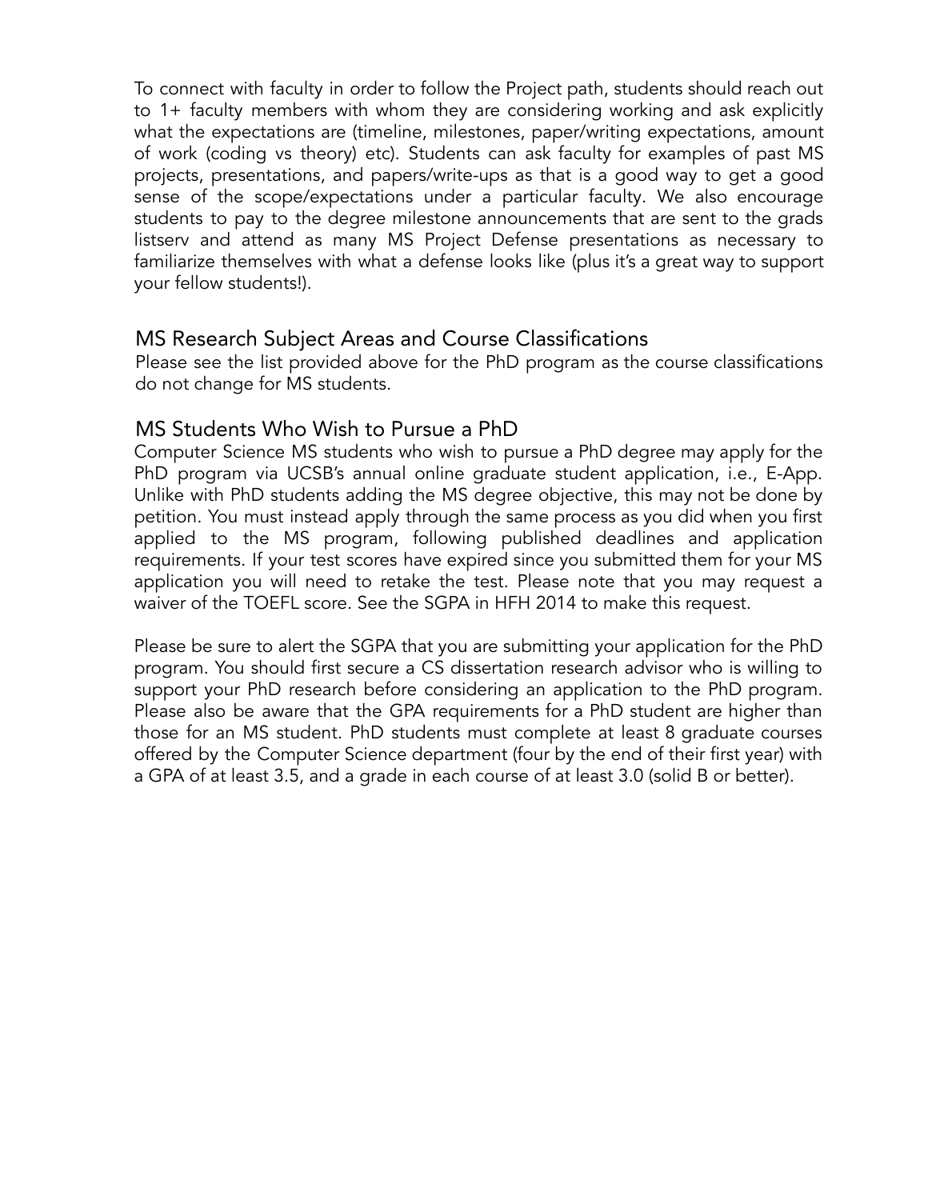To connect with faculty in order to follow the Project path, students should reach out to 1+ faculty members with whom they are considering working and ask explicitly what the expectations are (timeline, milestones, paper/writing expectations, amount of work (coding vs theory) etc). Students can ask faculty for examples of past MS projects, presentations, and papers/write-ups as that is a good way to get a good sense of the scope/expectations under a particular faculty. We also encourage students to pay to the degree milestone announcements that are sent to the grads listserv and attend as many MS Project Defense presentations as necessary to familiarize themselves with what a defense looks like (plus it's a great way to support your fellow students!).

## MS Research Subject Areas and Course Classifications

Please see the list provided above for the PhD program as the course classifications do not change for MS students.

## MS Students Who Wish to Pursue a PhD

Computer Science MS students who wish to pursue a PhD degree may apply for the PhD program via UCSB's annual online graduate student application, i.e., E-App. Unlike with PhD students adding the MS degree objective, this may not be done by petition. You must instead apply through the same process as you did when you first applied to the MS program, following published deadlines and application requirements. If your test scores have expired since you submitted them for your MS application you will need to retake the test. Please note that you may request a waiver of the TOEFL score. See the SGPA in HFH 2014 to make this request.

Please be sure to alert the SGPA that you are submitting your application for the PhD program. You should first secure a CS dissertation research advisor who is willing to support your PhD research before considering an application to the PhD program. Please also be aware that the GPA requirements for a PhD student are higher than those for an MS student. PhD students must complete at least 8 graduate courses offered by the Computer Science department (four by the end of their first year) with a GPA of at least 3.5, and a grade in each course of at least 3.0 (solid B or better).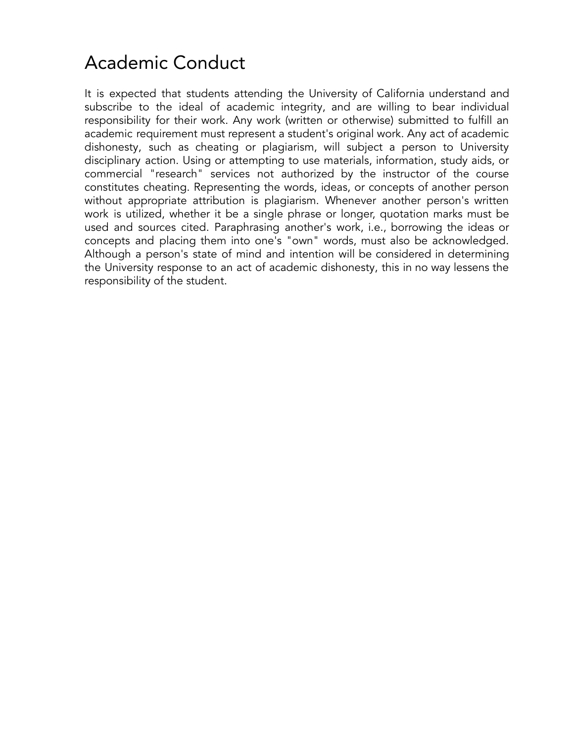# Academic Conduct

It is expected that students attending the University of California understand and subscribe to the ideal of academic integrity, and are willing to bear individual responsibility for their work. Any work (written or otherwise) submitted to fulfill an academic requirement must represent a student's original work. Any act of academic dishonesty, such as cheating or plagiarism, will subject a person to University disciplinary action. Using or attempting to use materials, information, study aids, or commercial "research" services not authorized by the instructor of the course constitutes cheating. Representing the words, ideas, or concepts of another person without appropriate attribution is plagiarism. Whenever another person's written work is utilized, whether it be a single phrase or longer, quotation marks must be used and sources cited. Paraphrasing another's work, i.e., borrowing the ideas or concepts and placing them into one's "own" words, must also be acknowledged. Although a person's state of mind and intention will be considered in determining the University response to an act of academic dishonesty, this in no way lessens the responsibility of the student.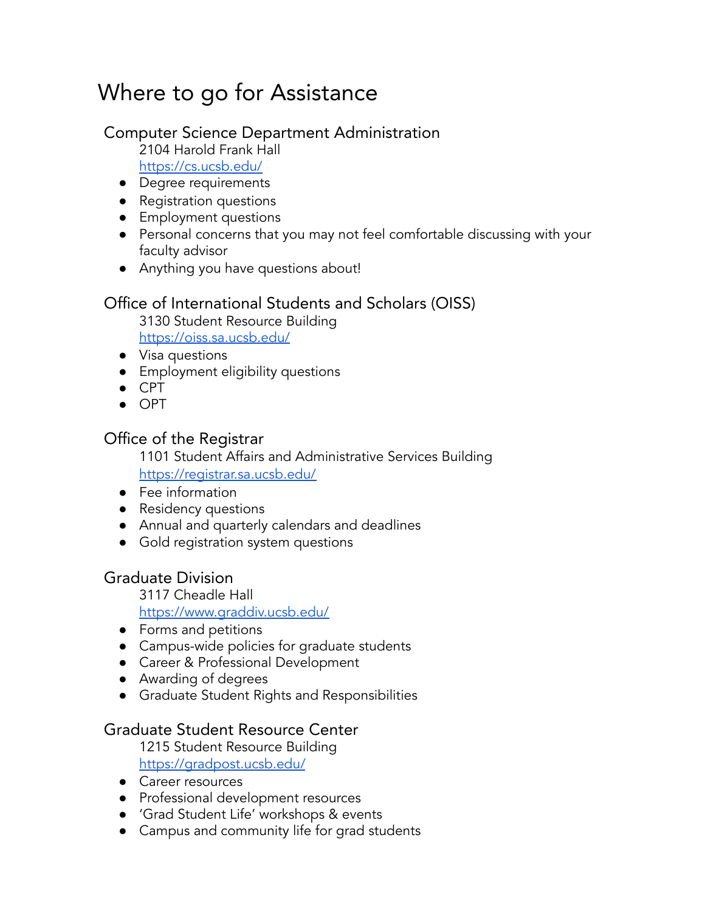# Where to go for Assistance

## Computer Science Department Administration

2104 Harold Frank Hall
https://cs.ucsb.edu/

- Degree requirements
- Registration questions
- Employment questions
- Personal concerns that you may not feel comfortable discussing with your faculty advisor
- Anything you have questions about!

## Office of International Students and Scholars (OISS)

3130 Student Resource Building
https://oiss.sa.ucsb.edu/

- Visa questions
- Employment eligibility questions
- CPT
- OPT

## Office of the Registrar

1101 Student Affairs and Administrative Services Building
https://registrar.sa.ucsb.edu/

- Fee information
- Residency questions
- Annual and quarterly calendars and deadlines
- Gold registration system questions

## Graduate Division

3117 Cheadle Hall
https://www.graddiv.ucsb.edu/

- Forms and petitions
- Campus-wide policies for graduate students
- Career & Professional Development
- Awarding of degrees
- Graduate Student Rights and Responsibilities

## Graduate Student Resource Center

1215 Student Resource Building
https://gradpost.ucsb.edu/

- Career resources
- Professional development resources
- 'Grad Student Life' workshops & events
- Campus and community life for grad students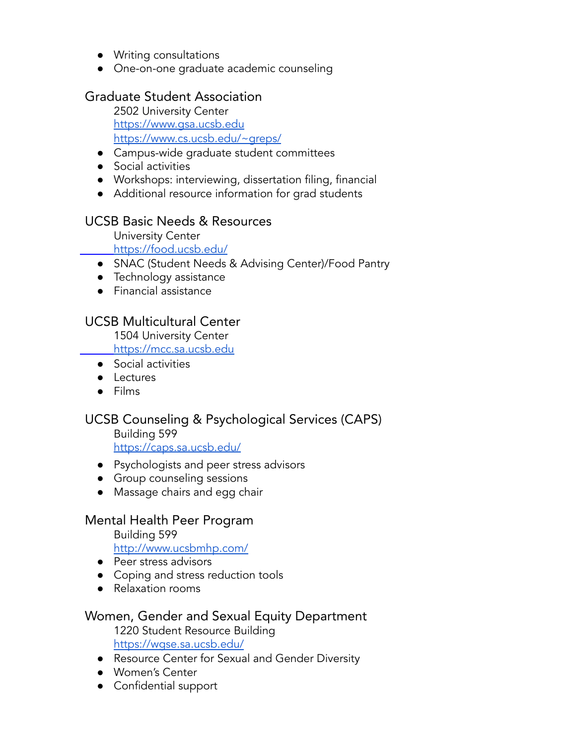- Writing consultations
- One-on-one graduate academic counseling

## Graduate Student Association

2502 University Center
https://www.gsa.ucsb.edu
https://www.cs.ucsb.edu/~greps/

- Campus-wide graduate student committees
- Social activities
- Workshops: interviewing, dissertation filing, financial
- Additional resource information for grad students

## UCSB Basic Needs & Resources

University Center
https://food.ucsb.edu/

- SNAC (Student Needs & Advising Center)/Food Pantry
- Technology assistance
- Financial assistance

## UCSB Multicultural Center

1504 University Center
https://mcc.sa.ucsb.edu

- Social activities
- Lectures
- Films

## UCSB Counseling & Psychological Services (CAPS)

Building 599
https://caps.sa.ucsb.edu/

- Psychologists and peer stress advisors
- Group counseling sessions
- Massage chairs and egg chair

## Mental Health Peer Program

Building 599
http://www.ucsbmhp.com/

- Peer stress advisors
- Coping and stress reduction tools
- Relaxation rooms

## Women, Gender and Sexual Equity Department

1220 Student Resource Building
https://wgse.sa.ucsb.edu/

- Resource Center for Sexual and Gender Diversity
- Women's Center
- Confidential support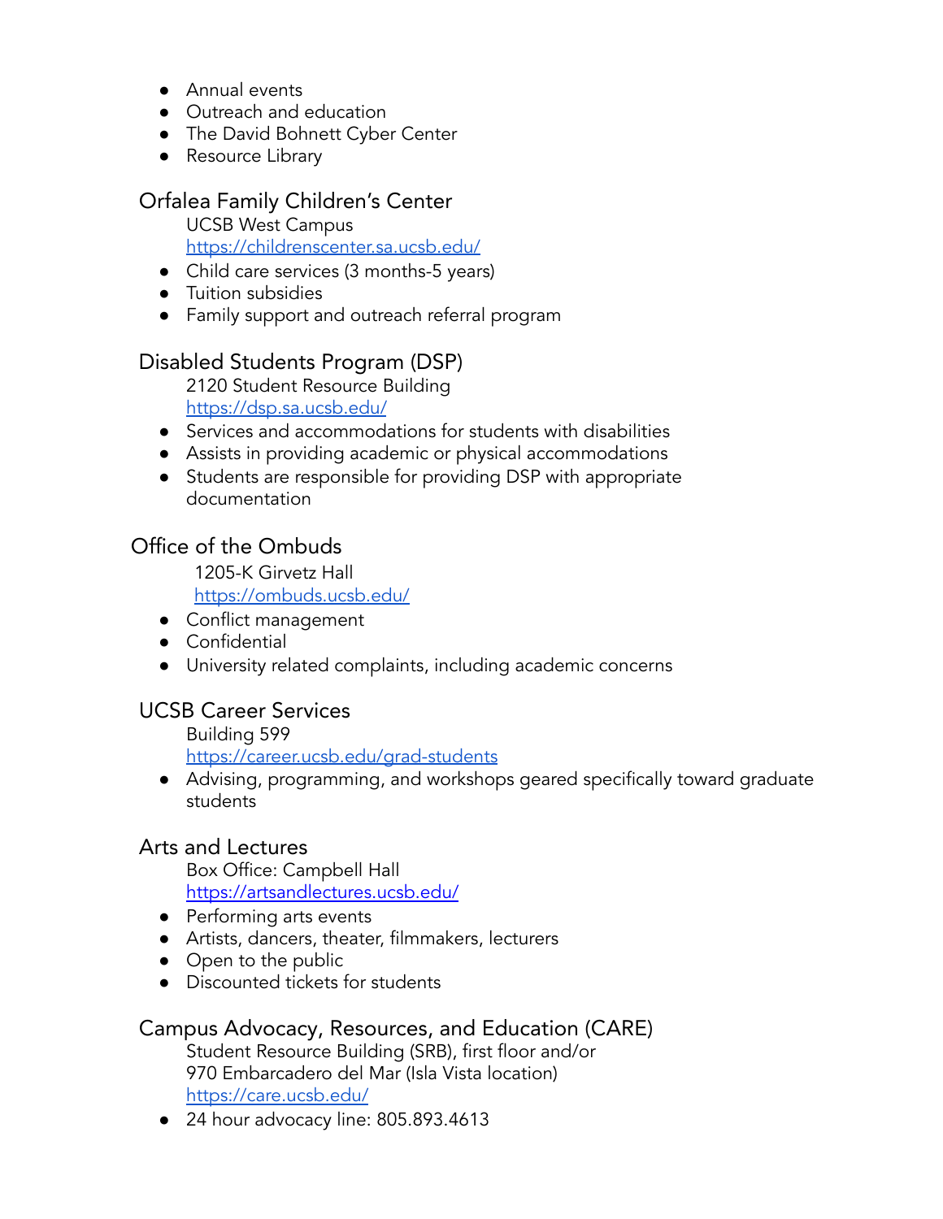- Annual events
- Outreach and education
- The David Bohnett Cyber Center
- Resource Library

## Orfalea Family Children's Center

UCSB West Campus
https://childrenscenter.sa.ucsb.edu/

- Child care services (3 months-5 years)
- Tuition subsidies
- Family support and outreach referral program

## Disabled Students Program (DSP)

2120 Student Resource Building
https://dsp.sa.ucsb.edu/

- Services and accommodations for students with disabilities
- Assists in providing academic or physical accommodations
- Students are responsible for providing DSP with appropriate documentation

## Office of the Ombuds

1205-K Girvetz Hall
https://ombuds.ucsb.edu/

- Conflict management
- Confidential
- University related complaints, including academic concerns

## UCSB Career Services

Building 599
https://career.ucsb.edu/grad-students

- Advising, programming, and workshops geared specifically toward graduate students

## Arts and Lectures

Box Office: Campbell Hall
https://artsandlectures.ucsb.edu/

- Performing arts events
- Artists, dancers, theater, filmmakers, lecturers
- Open to the public
- Discounted tickets for students

## Campus Advocacy, Resources, and Education (CARE)

Student Resource Building (SRB), first floor and/or
970 Embarcadero del Mar (Isla Vista location)
https://care.ucsb.edu/

- 24 hour advocacy line: 805.893.4613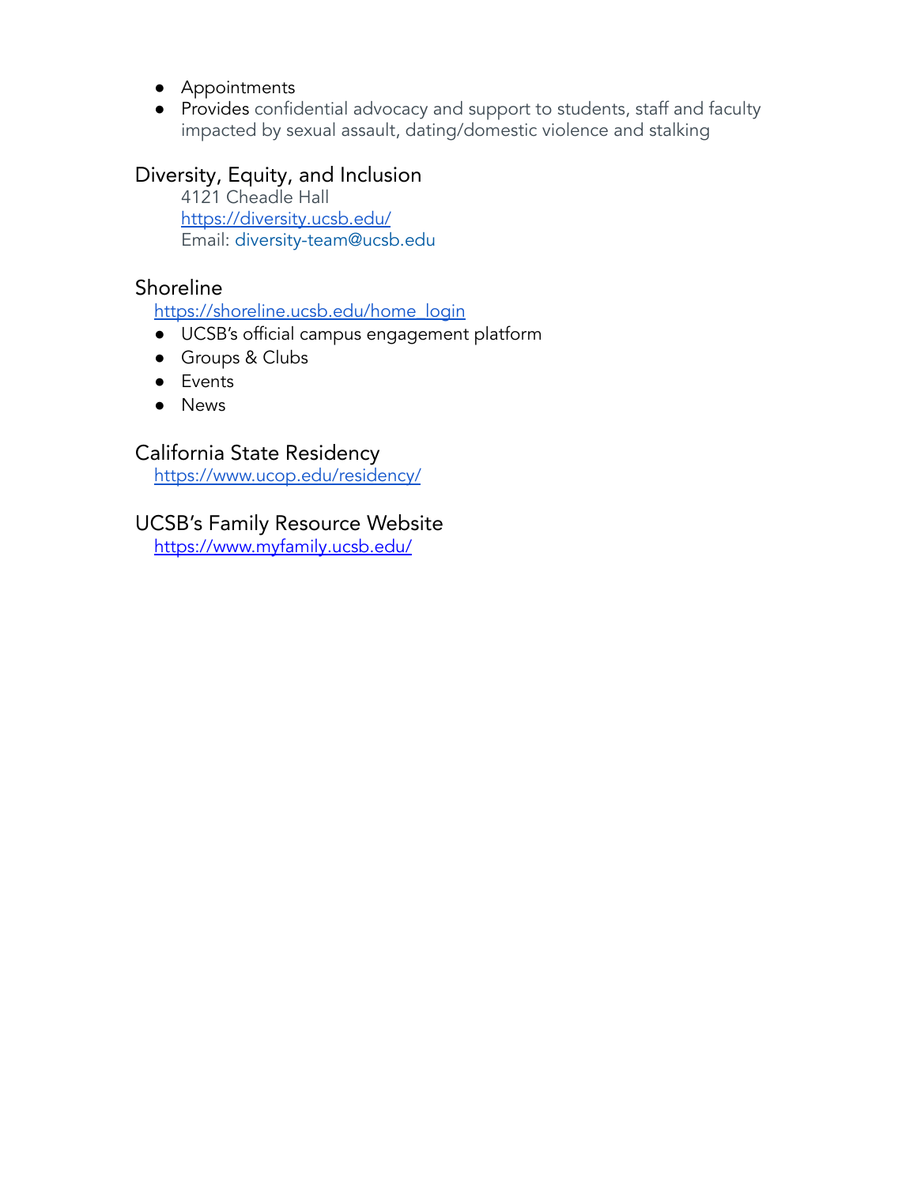- Appointments
- Provides confidential advocacy and support to students, staff and faculty impacted by sexual assault, dating/domestic violence and stalking

## Diversity, Equity, and Inclusion

4121 Cheadle Hall
https://diversity.ucsb.edu/
Email: diversity-team@ucsb.edu

## Shoreline

https://shoreline.ucsb.edu/home_login

- UCSB's official campus engagement platform
- Groups & Clubs
- Events
- News

## California State Residency

https://www.ucop.edu/residency/

## UCSB's Family Resource Website

https://www.myfamily.ucsb.edu/